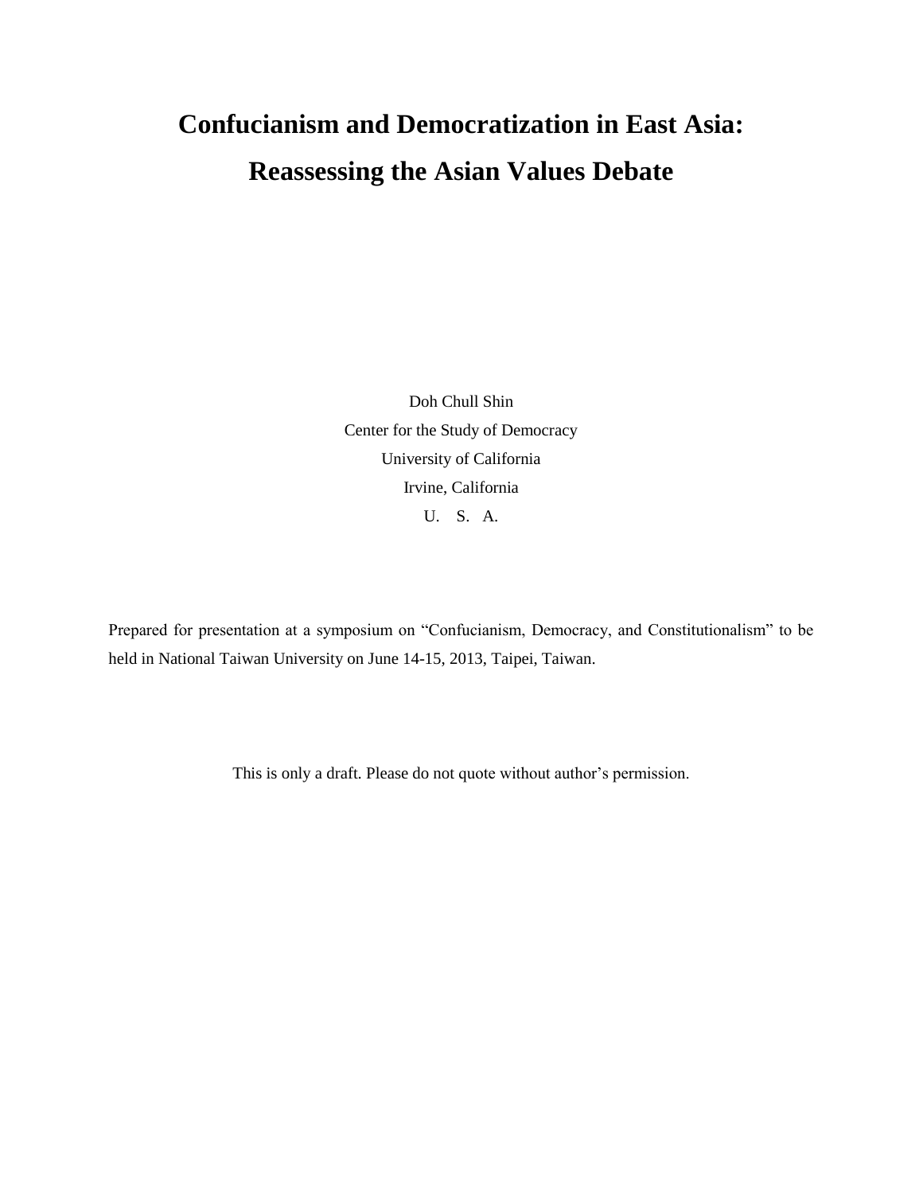# Confucianism and Democratization in East Asia: Reassessing the Asian Values Debate

Doh Chull Shin
Center for the Study of Democracy
University of California
Irvine, California
U. S. A.

Prepared for presentation at a symposium on "Confucianism, Democracy, and Constitutionalism" to be held in National Taiwan University on June 14-15, 2013, Taipei, Taiwan.

This is only a draft. Please do not quote without author's permission.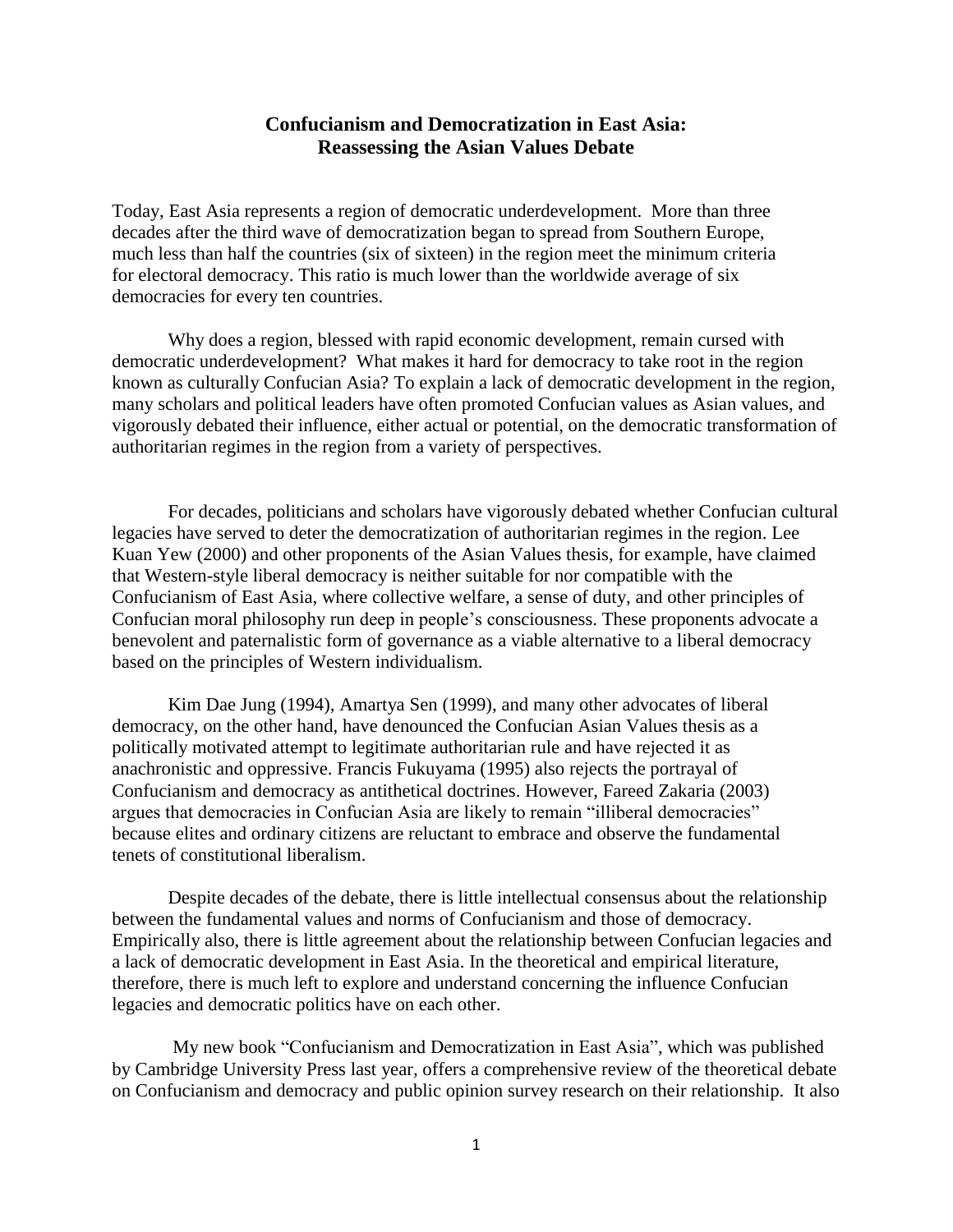# Confucianism and Democratization in East Asia: Reassessing the Asian Values Debate

Today, East Asia represents a region of democratic underdevelopment. More than three decades after the third wave of democratization began to spread from Southern Europe, much less than half the countries (six of sixteen) in the region meet the minimum criteria for electoral democracy. This ratio is much lower than the worldwide average of six democracies for every ten countries.

Why does a region, blessed with rapid economic development, remain cursed with democratic underdevelopment? What makes it hard for democracy to take root in the region known as culturally Confucian Asia? To explain a lack of democratic development in the region, many scholars and political leaders have often promoted Confucian values as Asian values, and vigorously debated their influence, either actual or potential, on the democratic transformation of authoritarian regimes in the region from a variety of perspectives.

For decades, politicians and scholars have vigorously debated whether Confucian cultural legacies have served to deter the democratization of authoritarian regimes in the region. Lee Kuan Yew (2000) and other proponents of the Asian Values thesis, for example, have claimed that Western-style liberal democracy is neither suitable for nor compatible with the Confucianism of East Asia, where collective welfare, a sense of duty, and other principles of Confucian moral philosophy run deep in people's consciousness. These proponents advocate a benevolent and paternalistic form of governance as a viable alternative to a liberal democracy based on the principles of Western individualism.

Kim Dae Jung (1994), Amartya Sen (1999), and many other advocates of liberal democracy, on the other hand, have denounced the Confucian Asian Values thesis as a politically motivated attempt to legitimate authoritarian rule and have rejected it as anachronistic and oppressive. Francis Fukuyama (1995) also rejects the portrayal of Confucianism and democracy as antithetical doctrines. However, Fareed Zakaria (2003) argues that democracies in Confucian Asia are likely to remain "illiberal democracies" because elites and ordinary citizens are reluctant to embrace and observe the fundamental tenets of constitutional liberalism.

Despite decades of the debate, there is little intellectual consensus about the relationship between the fundamental values and norms of Confucianism and those of democracy. Empirically also, there is little agreement about the relationship between Confucian legacies and a lack of democratic development in East Asia. In the theoretical and empirical literature, therefore, there is much left to explore and understand concerning the influence Confucian legacies and democratic politics have on each other.

My new book "Confucianism and Democratization in East Asia", which was published by Cambridge University Press last year, offers a comprehensive review of the theoretical debate on Confucianism and democracy and public opinion survey research on their relationship. It also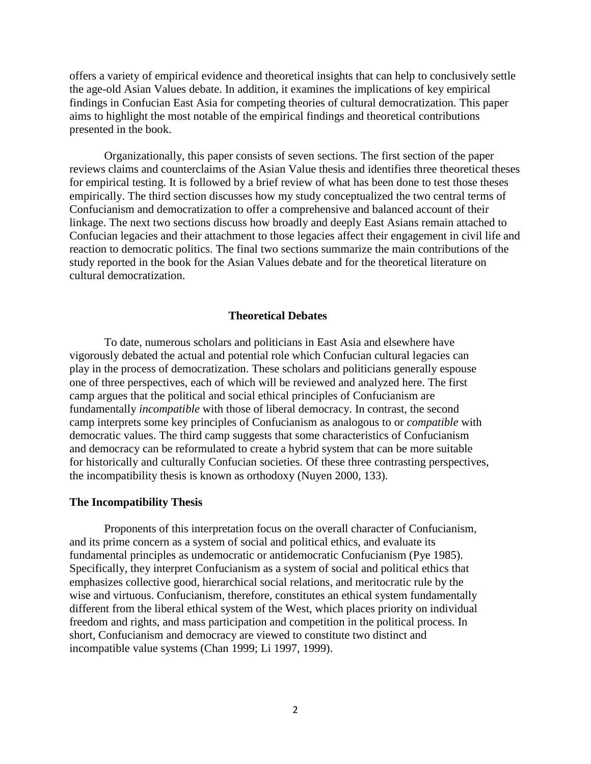offers a variety of empirical evidence and theoretical insights that can help to conclusively settle the age-old Asian Values debate. In addition, it examines the implications of key empirical findings in Confucian East Asia for competing theories of cultural democratization. This paper aims to highlight the most notable of the empirical findings and theoretical contributions presented in the book.

Organizationally, this paper consists of seven sections. The first section of the paper reviews claims and counterclaims of the Asian Value thesis and identifies three theoretical theses for empirical testing. It is followed by a brief review of what has been done to test those theses empirically. The third section discusses how my study conceptualized the two central terms of Confucianism and democratization to offer a comprehensive and balanced account of their linkage. The next two sections discuss how broadly and deeply East Asians remain attached to Confucian legacies and their attachment to those legacies affect their engagement in civil life and reaction to democratic politics. The final two sections summarize the main contributions of the study reported in the book for the Asian Values debate and for the theoretical literature on cultural democratization.

## Theoretical Debates

To date, numerous scholars and politicians in East Asia and elsewhere have vigorously debated the actual and potential role which Confucian cultural legacies can play in the process of democratization. These scholars and politicians generally espouse one of three perspectives, each of which will be reviewed and analyzed here. The first camp argues that the political and social ethical principles of Confucianism are fundamentally *incompatible* with those of liberal democracy. In contrast, the second camp interprets some key principles of Confucianism as analogous to or *compatible* with democratic values. The third camp suggests that some characteristics of Confucianism and democracy can be reformulated to create a hybrid system that can be more suitable for historically and culturally Confucian societies. Of these three contrasting perspectives, the incompatibility thesis is known as orthodoxy (Nuyen 2000, 133).

### The Incompatibility Thesis

Proponents of this interpretation focus on the overall character of Confucianism, and its prime concern as a system of social and political ethics, and evaluate its fundamental principles as undemocratic or antidemocratic Confucianism (Pye 1985). Specifically, they interpret Confucianism as a system of social and political ethics that emphasizes collective good, hierarchical social relations, and meritocratic rule by the wise and virtuous. Confucianism, therefore, constitutes an ethical system fundamentally different from the liberal ethical system of the West, which places priority on individual freedom and rights, and mass participation and competition in the political process. In short, Confucianism and democracy are viewed to constitute two distinct and incompatible value systems (Chan 1999; Li 1997, 1999).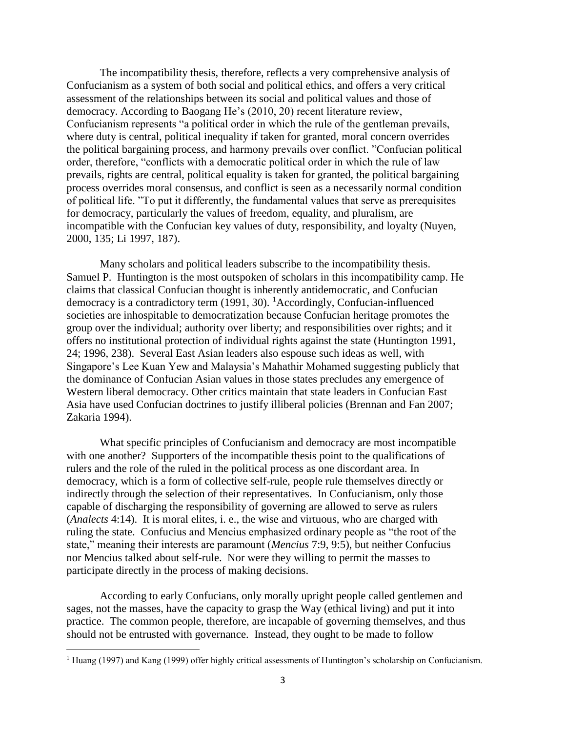The incompatibility thesis, therefore, reflects a very comprehensive analysis of Confucianism as a system of both social and political ethics, and offers a very critical assessment of the relationships between its social and political values and those of democracy. According to Baogang He's (2010, 20) recent literature review, Confucianism represents "a political order in which the rule of the gentleman prevails, where duty is central, political inequality if taken for granted, moral concern overrides the political bargaining process, and harmony prevails over conflict. "Confucian political order, therefore, "conflicts with a democratic political order in which the rule of law prevails, rights are central, political equality is taken for granted, the political bargaining process overrides moral consensus, and conflict is seen as a necessarily normal condition of political life. "To put it differently, the fundamental values that serve as prerequisites for democracy, particularly the values of freedom, equality, and pluralism, are incompatible with the Confucian key values of duty, responsibility, and loyalty (Nuyen, 2000, 135; Li 1997, 187).

Many scholars and political leaders subscribe to the incompatibility thesis. Samuel P. Huntington is the most outspoken of scholars in this incompatibility camp. He claims that classical Confucian thought is inherently antidemocratic, and Confucian democracy is a contradictory term (1991, 30). [1]Accordingly, Confucian-influenced societies are inhospitable to democratization because Confucian heritage promotes the group over the individual; authority over liberty; and responsibilities over rights; and it offers no institutional protection of individual rights against the state (Huntington 1991, 24; 1996, 238). Several East Asian leaders also espouse such ideas as well, with Singapore's Lee Kuan Yew and Malaysia's Mahathir Mohamed suggesting publicly that the dominance of Confucian Asian values in those states precludes any emergence of Western liberal democracy. Other critics maintain that state leaders in Confucian East Asia have used Confucian doctrines to justify illiberal policies (Brennan and Fan 2007; Zakaria 1994).

What specific principles of Confucianism and democracy are most incompatible with one another? Supporters of the incompatible thesis point to the qualifications of rulers and the role of the ruled in the political process as one discordant area. In democracy, which is a form of collective self-rule, people rule themselves directly or indirectly through the selection of their representatives. In Confucianism, only those capable of discharging the responsibility of governing are allowed to serve as rulers (*Analects* 4:14). It is moral elites, i. e., the wise and virtuous, who are charged with ruling the state. Confucius and Mencius emphasized ordinary people as "the root of the state," meaning their interests are paramount (*Mencius* 7:9, 9:5), but neither Confucius nor Mencius talked about self-rule. Nor were they willing to permit the masses to participate directly in the process of making decisions.

According to early Confucians, only morally upright people called gentlemen and sages, not the masses, have the capacity to grasp the Way (ethical living) and put it into practice. The common people, therefore, are incapable of governing themselves, and thus should not be entrusted with governance. Instead, they ought to be made to follow

[1] Huang (1997) and Kang (1999) offer highly critical assessments of Huntington's scholarship on Confucianism.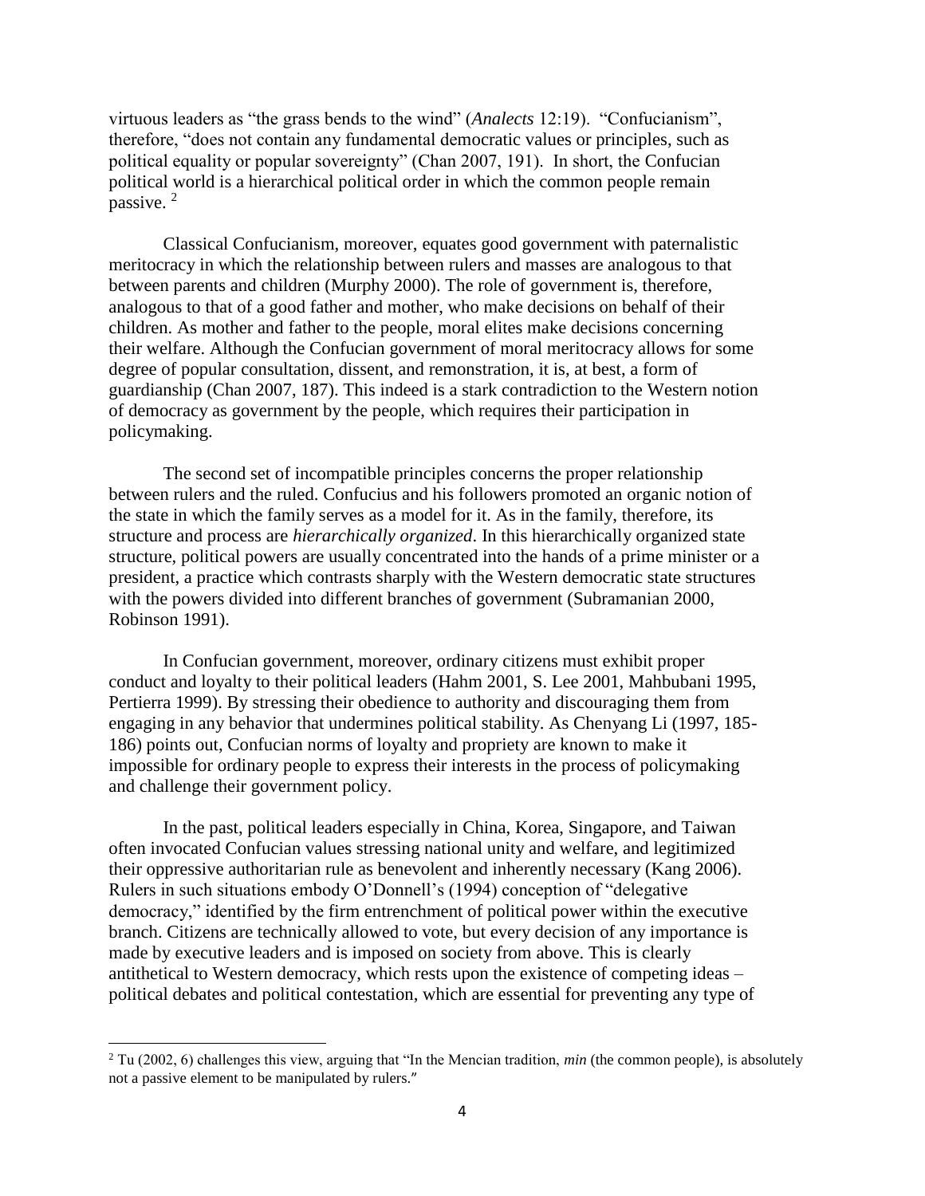virtuous leaders as "the grass bends to the wind" (*Analects* 12:19). "Confucianism", therefore, "does not contain any fundamental democratic values or principles, such as political equality or popular sovereignty" (Chan 2007, 191). In short, the Confucian political world is a hierarchical political order in which the common people remain passive. [2]

Classical Confucianism, moreover, equates good government with paternalistic meritocracy in which the relationship between rulers and masses are analogous to that between parents and children (Murphy 2000). The role of government is, therefore, analogous to that of a good father and mother, who make decisions on behalf of their children. As mother and father to the people, moral elites make decisions concerning their welfare. Although the Confucian government of moral meritocracy allows for some degree of popular consultation, dissent, and remonstration, it is, at best, a form of guardianship (Chan 2007, 187). This indeed is a stark contradiction to the Western notion of democracy as government by the people, which requires their participation in policymaking.

The second set of incompatible principles concerns the proper relationship between rulers and the ruled. Confucius and his followers promoted an organic notion of the state in which the family serves as a model for it. As in the family, therefore, its structure and process are *hierarchically organized*. In this hierarchically organized state structure, political powers are usually concentrated into the hands of a prime minister or a president, a practice which contrasts sharply with the Western democratic state structures with the powers divided into different branches of government (Subramanian 2000, Robinson 1991).

In Confucian government, moreover, ordinary citizens must exhibit proper conduct and loyalty to their political leaders (Hahm 2001, S. Lee 2001, Mahbubani 1995, Pertierra 1999). By stressing their obedience to authority and discouraging them from engaging in any behavior that undermines political stability. As Chenyang Li (1997, 185-186) points out, Confucian norms of loyalty and propriety are known to make it impossible for ordinary people to express their interests in the process of policymaking and challenge their government policy.

In the past, political leaders especially in China, Korea, Singapore, and Taiwan often invocated Confucian values stressing national unity and welfare, and legitimized their oppressive authoritarian rule as benevolent and inherently necessary (Kang 2006). Rulers in such situations embody O'Donnell's (1994) conception of "delegative democracy," identified by the firm entrenchment of political power within the executive branch. Citizens are technically allowed to vote, but every decision of any importance is made by executive leaders and is imposed on society from above. This is clearly antithetical to Western democracy, which rests upon the existence of competing ideas – political debates and political contestation, which are essential for preventing any type of

[2] Tu (2002, 6) challenges this view, arguing that "In the Mencian tradition, *min* (the common people), is absolutely not a passive element to be manipulated by rulers."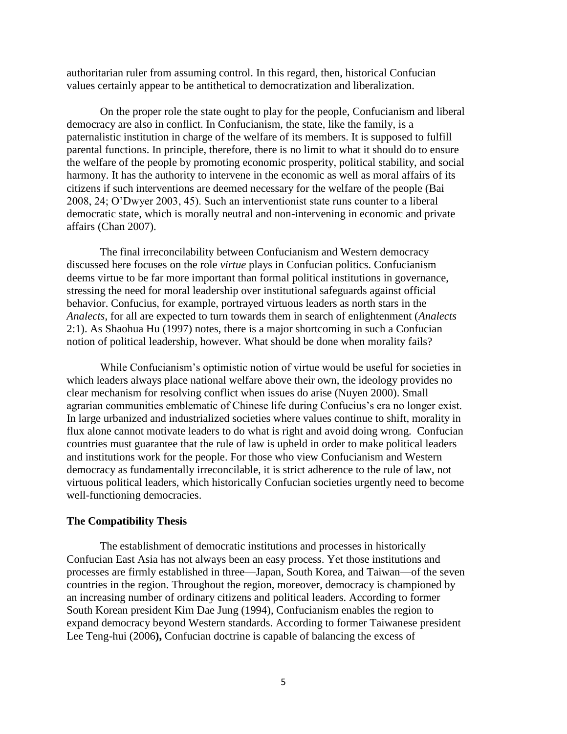authoritarian ruler from assuming control. In this regard, then, historical Confucian values certainly appear to be antithetical to democratization and liberalization.

On the proper role the state ought to play for the people, Confucianism and liberal democracy are also in conflict. In Confucianism, the state, like the family, is a paternalistic institution in charge of the welfare of its members. It is supposed to fulfill parental functions. In principle, therefore, there is no limit to what it should do to ensure the welfare of the people by promoting economic prosperity, political stability, and social harmony. It has the authority to intervene in the economic as well as moral affairs of its citizens if such interventions are deemed necessary for the welfare of the people (Bai 2008, 24; O'Dwyer 2003, 45). Such an interventionist state runs counter to a liberal democratic state, which is morally neutral and non-intervening in economic and private affairs (Chan 2007).

The final irreconcilability between Confucianism and Western democracy discussed here focuses on the role *virtue* plays in Confucian politics. Confucianism deems virtue to be far more important than formal political institutions in governance, stressing the need for moral leadership over institutional safeguards against official behavior. Confucius, for example, portrayed virtuous leaders as north stars in the *Analects*, for all are expected to turn towards them in search of enlightenment (*Analects* 2:1). As Shaohua Hu (1997) notes, there is a major shortcoming in such a Confucian notion of political leadership, however. What should be done when morality fails?

While Confucianism's optimistic notion of virtue would be useful for societies in which leaders always place national welfare above their own, the ideology provides no clear mechanism for resolving conflict when issues do arise (Nuyen 2000). Small agrarian communities emblematic of Chinese life during Confucius's era no longer exist. In large urbanized and industrialized societies where values continue to shift, morality in flux alone cannot motivate leaders to do what is right and avoid doing wrong. Confucian countries must guarantee that the rule of law is upheld in order to make political leaders and institutions work for the people. For those who view Confucianism and Western democracy as fundamentally irreconcilable, it is strict adherence to the rule of law, not virtuous political leaders, which historically Confucian societies urgently need to become well-functioning democracies.

### The Compatibility Thesis

The establishment of democratic institutions and processes in historically Confucian East Asia has not always been an easy process. Yet those institutions and processes are firmly established in three—Japan, South Korea, and Taiwan—of the seven countries in the region. Throughout the region, moreover, democracy is championed by an increasing number of ordinary citizens and political leaders. According to former South Korean president Kim Dae Jung (1994), Confucianism enables the region to expand democracy beyond Western standards. According to former Taiwanese president Lee Teng-hui (2006**),** Confucian doctrine is capable of balancing the excess of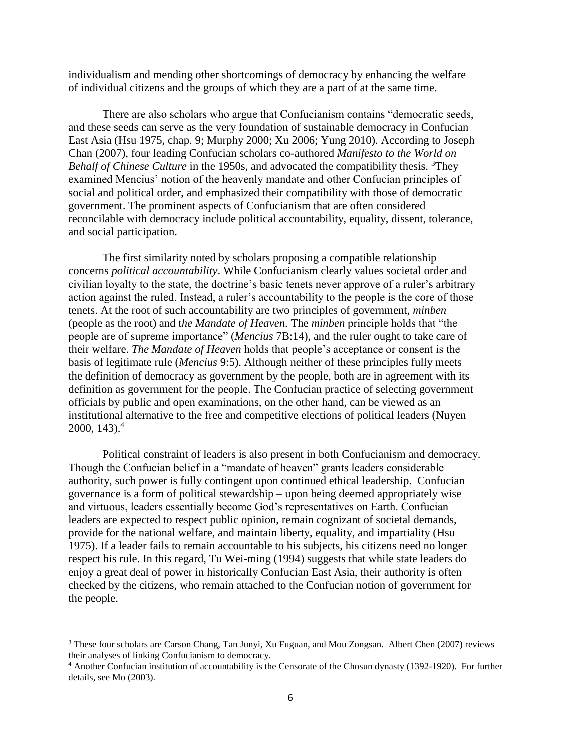individualism and mending other shortcomings of democracy by enhancing the welfare of individual citizens and the groups of which they are a part of at the same time.

There are also scholars who argue that Confucianism contains "democratic seeds, and these seeds can serve as the very foundation of sustainable democracy in Confucian East Asia (Hsu 1975, chap. 9; Murphy 2000; Xu 2006; Yung 2010). According to Joseph Chan (2007), four leading Confucian scholars co-authored *Manifesto to the World on Behalf of Chinese Culture* in the 1950s, and advocated the compatibility thesis. [3]They examined Mencius' notion of the heavenly mandate and other Confucian principles of social and political order, and emphasized their compatibility with those of democratic government. The prominent aspects of Confucianism that are often considered reconcilable with democracy include political accountability, equality, dissent, tolerance, and social participation.

The first similarity noted by scholars proposing a compatible relationship concerns *political accountability*. While Confucianism clearly values societal order and civilian loyalty to the state, the doctrine's basic tenets never approve of a ruler's arbitrary action against the ruled. Instead, a ruler's accountability to the people is the core of those tenets. At the root of such accountability are two principles of government, *minben* (people as the root) and t*he Mandate of Heaven*. The *minben* principle holds that "the people are of supreme importance" (*Mencius* 7B:14), and the ruler ought to take care of their welfare. *The Mandate of Heaven* holds that people's acceptance or consent is the basis of legitimate rule (*Mencius* 9:5). Although neither of these principles fully meets the definition of democracy as government by the people, both are in agreement with its definition as government for the people. The Confucian practice of selecting government officials by public and open examinations, on the other hand, can be viewed as an institutional alternative to the free and competitive elections of political leaders (Nuyen 2000, 143).[4]

Political constraint of leaders is also present in both Confucianism and democracy. Though the Confucian belief in a "mandate of heaven" grants leaders considerable authority, such power is fully contingent upon continued ethical leadership. Confucian governance is a form of political stewardship – upon being deemed appropriately wise and virtuous, leaders essentially become God's representatives on Earth. Confucian leaders are expected to respect public opinion, remain cognizant of societal demands, provide for the national welfare, and maintain liberty, equality, and impartiality (Hsu 1975). If a leader fails to remain accountable to his subjects, his citizens need no longer respect his rule. In this regard, Tu Wei-ming (1994) suggests that while state leaders do enjoy a great deal of power in historically Confucian East Asia, their authority is often checked by the citizens, who remain attached to the Confucian notion of government for the people.

---

[3] These four scholars are Carson Chang, Tan Junyi, Xu Fuguan, and Mou Zongsan. Albert Chen (2007) reviews their analyses of linking Confucianism to democracy.

[4] Another Confucian institution of accountability is the Censorate of the Chosun dynasty (1392-1920). For further details, see Mo (2003).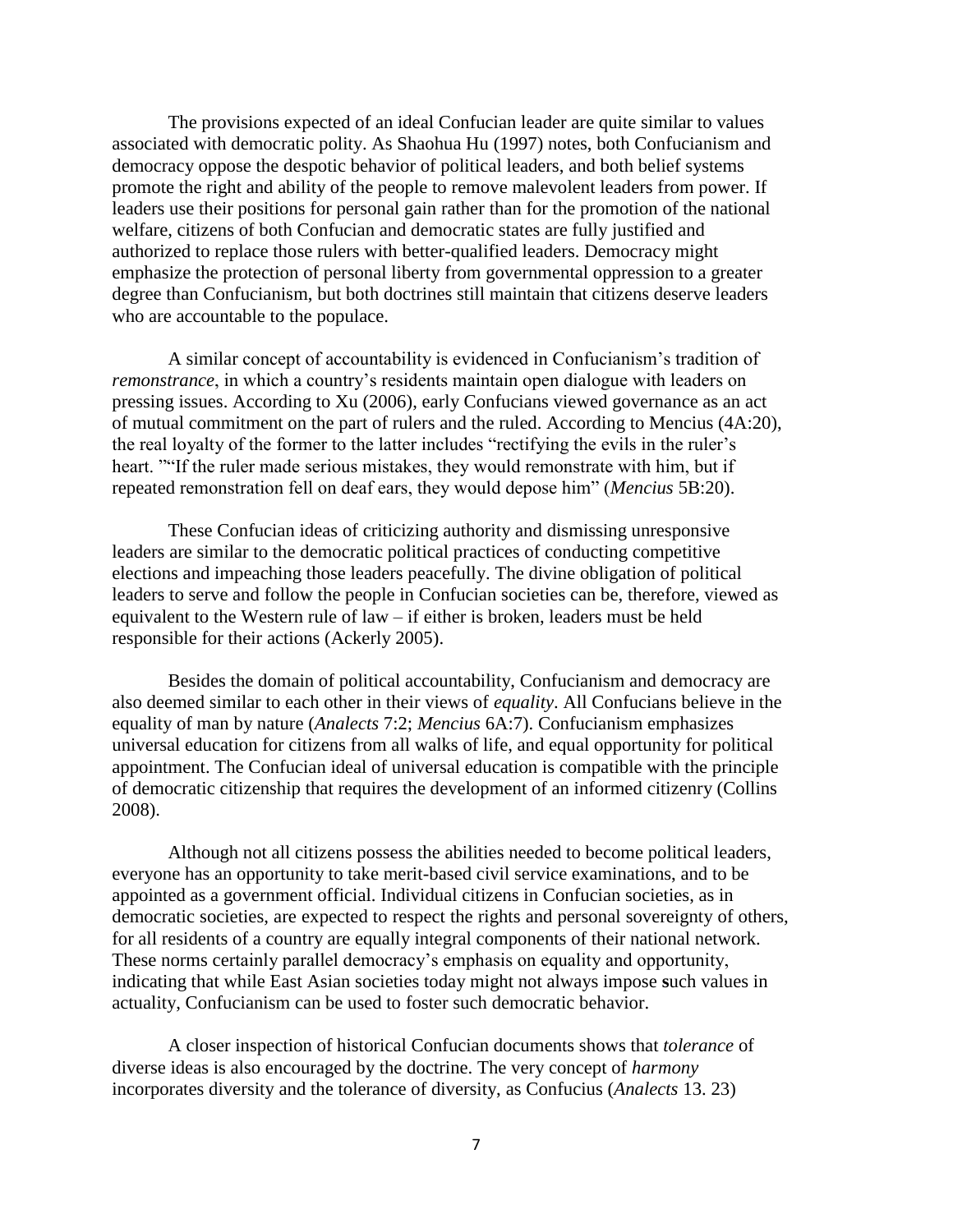The provisions expected of an ideal Confucian leader are quite similar to values associated with democratic polity. As Shaohua Hu (1997) notes, both Confucianism and democracy oppose the despotic behavior of political leaders, and both belief systems promote the right and ability of the people to remove malevolent leaders from power. If leaders use their positions for personal gain rather than for the promotion of the national welfare, citizens of both Confucian and democratic states are fully justified and authorized to replace those rulers with better-qualified leaders. Democracy might emphasize the protection of personal liberty from governmental oppression to a greater degree than Confucianism, but both doctrines still maintain that citizens deserve leaders who are accountable to the populace.

A similar concept of accountability is evidenced in Confucianism's tradition of *remonstrance*, in which a country's residents maintain open dialogue with leaders on pressing issues. According to Xu (2006), early Confucians viewed governance as an act of mutual commitment on the part of rulers and the ruled. According to Mencius (4A:20), the real loyalty of the former to the latter includes "rectifying the evils in the ruler's heart. ""If the ruler made serious mistakes, they would remonstrate with him, but if repeated remonstration fell on deaf ears, they would depose him" (*Mencius* 5B:20).

These Confucian ideas of criticizing authority and dismissing unresponsive leaders are similar to the democratic political practices of conducting competitive elections and impeaching those leaders peacefully. The divine obligation of political leaders to serve and follow the people in Confucian societies can be, therefore, viewed as equivalent to the Western rule of law – if either is broken, leaders must be held responsible for their actions (Ackerly 2005).

Besides the domain of political accountability, Confucianism and democracy are also deemed similar to each other in their views of *equality*. All Confucians believe in the equality of man by nature (*Analects* 7:2; *Mencius* 6A:7). Confucianism emphasizes universal education for citizens from all walks of life, and equal opportunity for political appointment. The Confucian ideal of universal education is compatible with the principle of democratic citizenship that requires the development of an informed citizenry (Collins 2008).

Although not all citizens possess the abilities needed to become political leaders, everyone has an opportunity to take merit-based civil service examinations, and to be appointed as a government official. Individual citizens in Confucian societies, as in democratic societies, are expected to respect the rights and personal sovereignty of others, for all residents of a country are equally integral components of their national network. These norms certainly parallel democracy's emphasis on equality and opportunity, indicating that while East Asian societies today might not always impose such values in actuality, Confucianism can be used to foster such democratic behavior.

A closer inspection of historical Confucian documents shows that *tolerance* of diverse ideas is also encouraged by the doctrine. The very concept of *harmony* incorporates diversity and the tolerance of diversity, as Confucius (*Analects* 13. 23)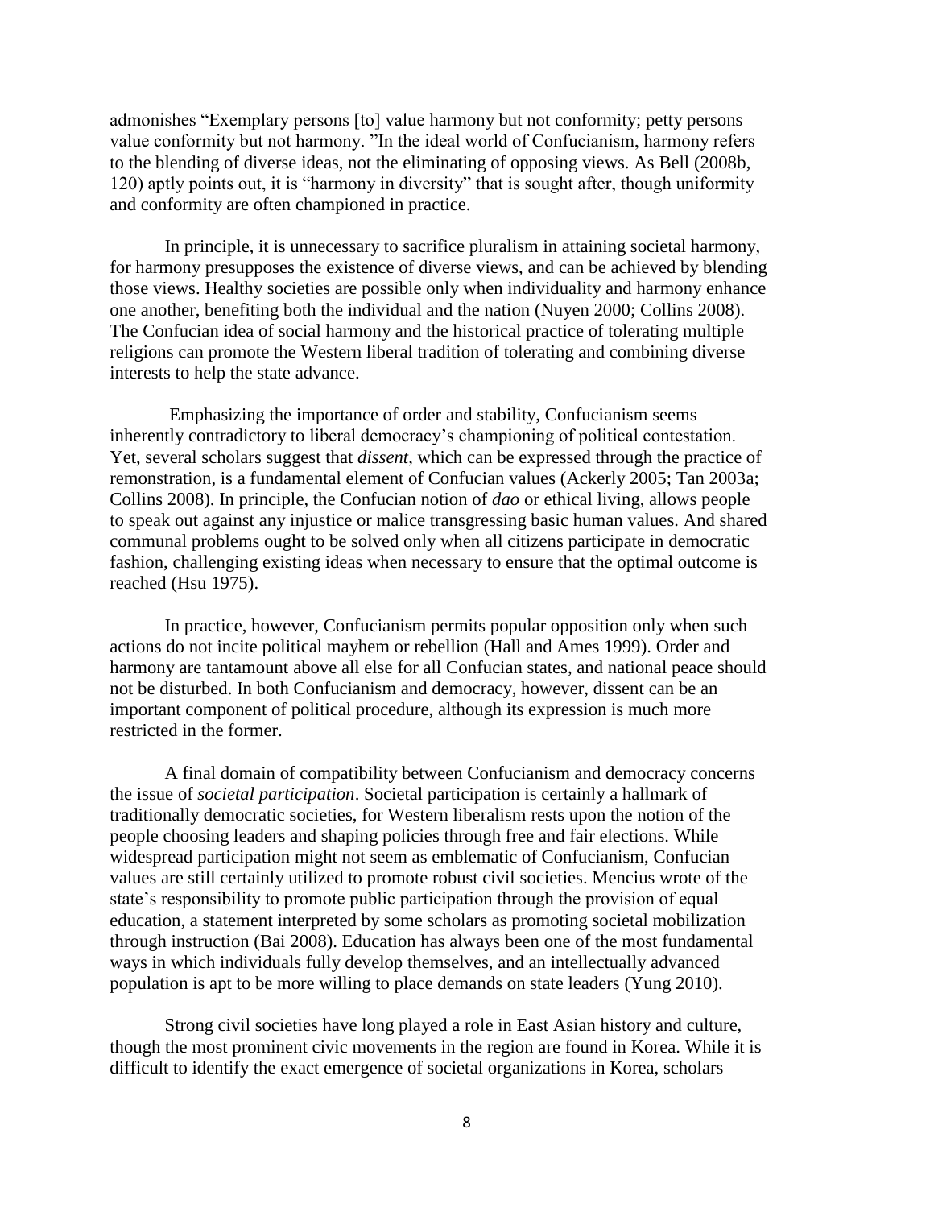admonishes "Exemplary persons [to] value harmony but not conformity; petty persons value conformity but not harmony. "In the ideal world of Confucianism, harmony refers to the blending of diverse ideas, not the eliminating of opposing views. As Bell (2008b, 120) aptly points out, it is "harmony in diversity" that is sought after, though uniformity and conformity are often championed in practice.

In principle, it is unnecessary to sacrifice pluralism in attaining societal harmony, for harmony presupposes the existence of diverse views, and can be achieved by blending those views. Healthy societies are possible only when individuality and harmony enhance one another, benefiting both the individual and the nation (Nuyen 2000; Collins 2008). The Confucian idea of social harmony and the historical practice of tolerating multiple religions can promote the Western liberal tradition of tolerating and combining diverse interests to help the state advance.

Emphasizing the importance of order and stability, Confucianism seems inherently contradictory to liberal democracy's championing of political contestation. Yet, several scholars suggest that *dissent*, which can be expressed through the practice of remonstration, is a fundamental element of Confucian values (Ackerly 2005; Tan 2003a; Collins 2008). In principle, the Confucian notion of *dao* or ethical living, allows people to speak out against any injustice or malice transgressing basic human values. And shared communal problems ought to be solved only when all citizens participate in democratic fashion, challenging existing ideas when necessary to ensure that the optimal outcome is reached (Hsu 1975).

In practice, however, Confucianism permits popular opposition only when such actions do not incite political mayhem or rebellion (Hall and Ames 1999). Order and harmony are tantamount above all else for all Confucian states, and national peace should not be disturbed. In both Confucianism and democracy, however, dissent can be an important component of political procedure, although its expression is much more restricted in the former.

A final domain of compatibility between Confucianism and democracy concerns the issue of *societal participation*. Societal participation is certainly a hallmark of traditionally democratic societies, for Western liberalism rests upon the notion of the people choosing leaders and shaping policies through free and fair elections. While widespread participation might not seem as emblematic of Confucianism, Confucian values are still certainly utilized to promote robust civil societies. Mencius wrote of the state's responsibility to promote public participation through the provision of equal education, a statement interpreted by some scholars as promoting societal mobilization through instruction (Bai 2008). Education has always been one of the most fundamental ways in which individuals fully develop themselves, and an intellectually advanced population is apt to be more willing to place demands on state leaders (Yung 2010).

Strong civil societies have long played a role in East Asian history and culture, though the most prominent civic movements in the region are found in Korea. While it is difficult to identify the exact emergence of societal organizations in Korea, scholars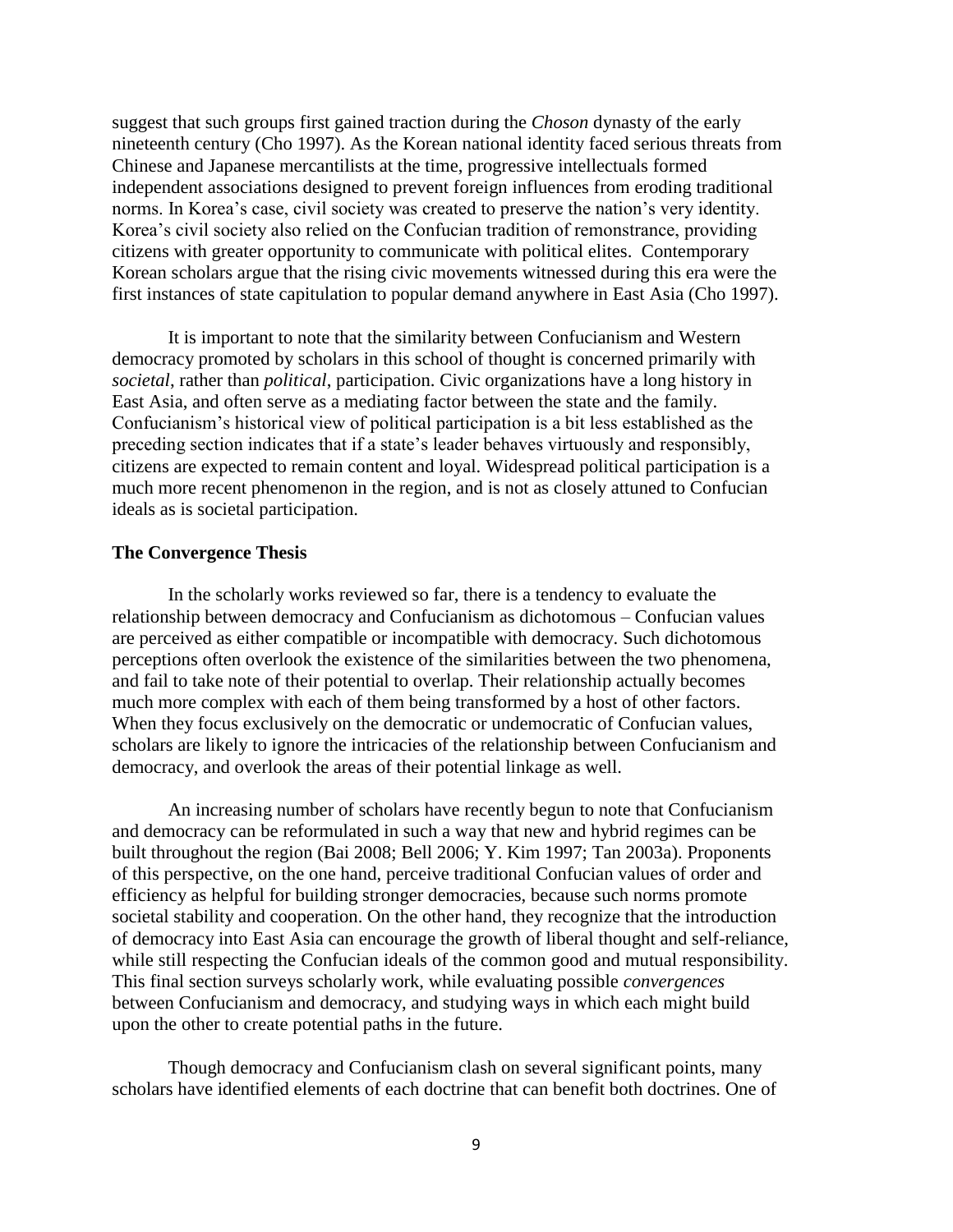suggest that such groups first gained traction during the *Choson* dynasty of the early nineteenth century (Cho 1997). As the Korean national identity faced serious threats from Chinese and Japanese mercantilists at the time, progressive intellectuals formed independent associations designed to prevent foreign influences from eroding traditional norms. In Korea's case, civil society was created to preserve the nation's very identity. Korea's civil society also relied on the Confucian tradition of remonstrance, providing citizens with greater opportunity to communicate with political elites. Contemporary Korean scholars argue that the rising civic movements witnessed during this era were the first instances of state capitulation to popular demand anywhere in East Asia (Cho 1997).

It is important to note that the similarity between Confucianism and Western democracy promoted by scholars in this school of thought is concerned primarily with *societal*, rather than *political*, participation. Civic organizations have a long history in East Asia, and often serve as a mediating factor between the state and the family. Confucianism's historical view of political participation is a bit less established as the preceding section indicates that if a state's leader behaves virtuously and responsibly, citizens are expected to remain content and loyal. Widespread political participation is a much more recent phenomenon in the region, and is not as closely attuned to Confucian ideals as is societal participation.

**The Convergence Thesis**

In the scholarly works reviewed so far, there is a tendency to evaluate the relationship between democracy and Confucianism as dichotomous – Confucian values are perceived as either compatible or incompatible with democracy. Such dichotomous perceptions often overlook the existence of the similarities between the two phenomena, and fail to take note of their potential to overlap. Their relationship actually becomes much more complex with each of them being transformed by a host of other factors. When they focus exclusively on the democratic or undemocratic of Confucian values, scholars are likely to ignore the intricacies of the relationship between Confucianism and democracy, and overlook the areas of their potential linkage as well.

An increasing number of scholars have recently begun to note that Confucianism and democracy can be reformulated in such a way that new and hybrid regimes can be built throughout the region (Bai 2008; Bell 2006; Y. Kim 1997; Tan 2003a). Proponents of this perspective, on the one hand, perceive traditional Confucian values of order and efficiency as helpful for building stronger democracies, because such norms promote societal stability and cooperation. On the other hand, they recognize that the introduction of democracy into East Asia can encourage the growth of liberal thought and self-reliance, while still respecting the Confucian ideals of the common good and mutual responsibility. This final section surveys scholarly work, while evaluating possible *convergences* between Confucianism and democracy, and studying ways in which each might build upon the other to create potential paths in the future.

Though democracy and Confucianism clash on several significant points, many scholars have identified elements of each doctrine that can benefit both doctrines. One of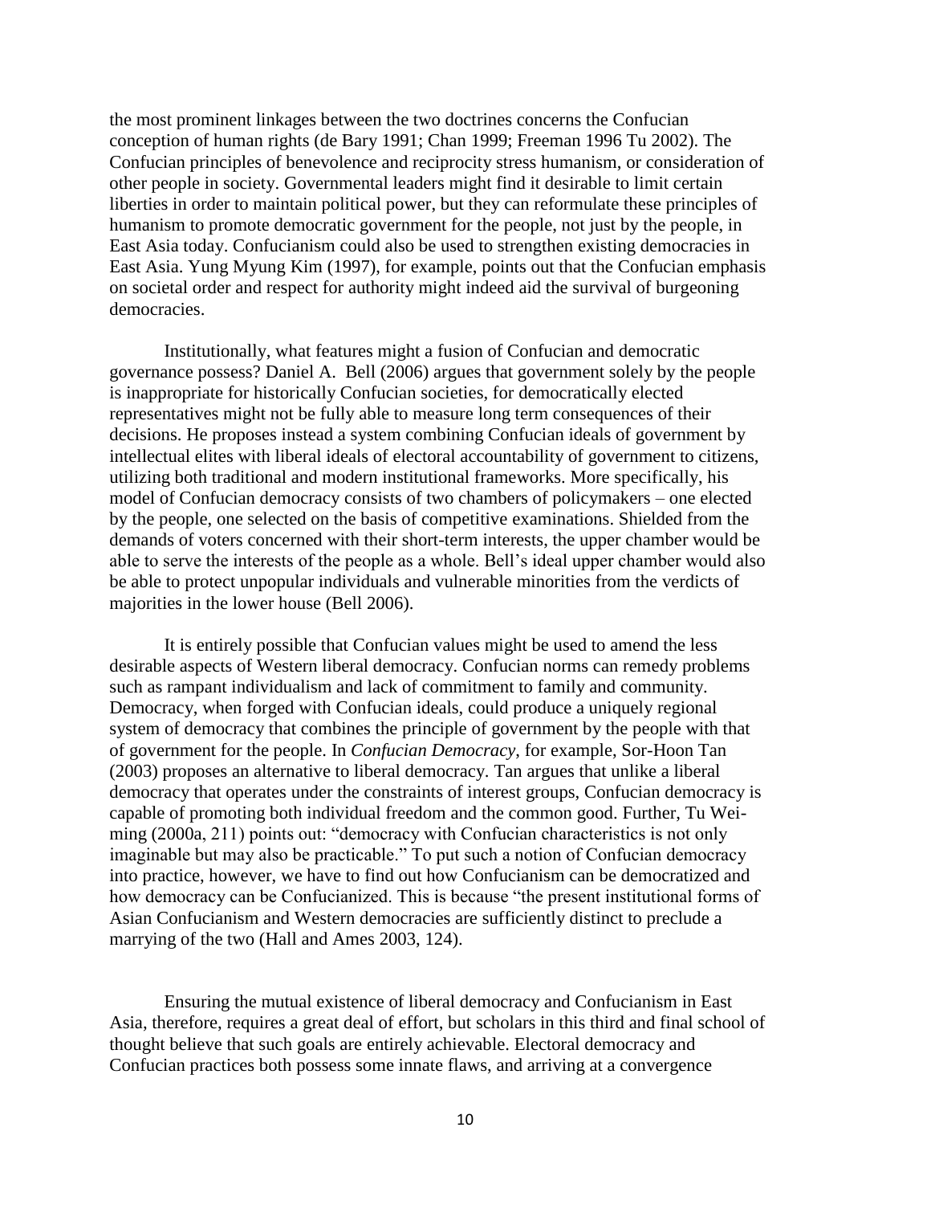the most prominent linkages between the two doctrines concerns the Confucian conception of human rights (de Bary 1991; Chan 1999; Freeman 1996 Tu 2002). The Confucian principles of benevolence and reciprocity stress humanism, or consideration of other people in society. Governmental leaders might find it desirable to limit certain liberties in order to maintain political power, but they can reformulate these principles of humanism to promote democratic government for the people, not just by the people, in East Asia today. Confucianism could also be used to strengthen existing democracies in East Asia. Yung Myung Kim (1997), for example, points out that the Confucian emphasis on societal order and respect for authority might indeed aid the survival of burgeoning democracies.

Institutionally, what features might a fusion of Confucian and democratic governance possess? Daniel A. Bell (2006) argues that government solely by the people is inappropriate for historically Confucian societies, for democratically elected representatives might not be fully able to measure long term consequences of their decisions. He proposes instead a system combining Confucian ideals of government by intellectual elites with liberal ideals of electoral accountability of government to citizens, utilizing both traditional and modern institutional frameworks. More specifically, his model of Confucian democracy consists of two chambers of policymakers – one elected by the people, one selected on the basis of competitive examinations. Shielded from the demands of voters concerned with their short-term interests, the upper chamber would be able to serve the interests of the people as a whole. Bell's ideal upper chamber would also be able to protect unpopular individuals and vulnerable minorities from the verdicts of majorities in the lower house (Bell 2006).

It is entirely possible that Confucian values might be used to amend the less desirable aspects of Western liberal democracy. Confucian norms can remedy problems such as rampant individualism and lack of commitment to family and community. Democracy, when forged with Confucian ideals, could produce a uniquely regional system of democracy that combines the principle of government by the people with that of government for the people. In *Confucian Democracy*, for example, Sor-Hoon Tan (2003) proposes an alternative to liberal democracy. Tan argues that unlike a liberal democracy that operates under the constraints of interest groups, Confucian democracy is capable of promoting both individual freedom and the common good. Further, Tu Wei-ming (2000a, 211) points out: "democracy with Confucian characteristics is not only imaginable but may also be practicable." To put such a notion of Confucian democracy into practice, however, we have to find out how Confucianism can be democratized and how democracy can be Confucianized. This is because "the present institutional forms of Asian Confucianism and Western democracies are sufficiently distinct to preclude a marrying of the two (Hall and Ames 2003, 124).

Ensuring the mutual existence of liberal democracy and Confucianism in East Asia, therefore, requires a great deal of effort, but scholars in this third and final school of thought believe that such goals are entirely achievable. Electoral democracy and Confucian practices both possess some innate flaws, and arriving at a convergence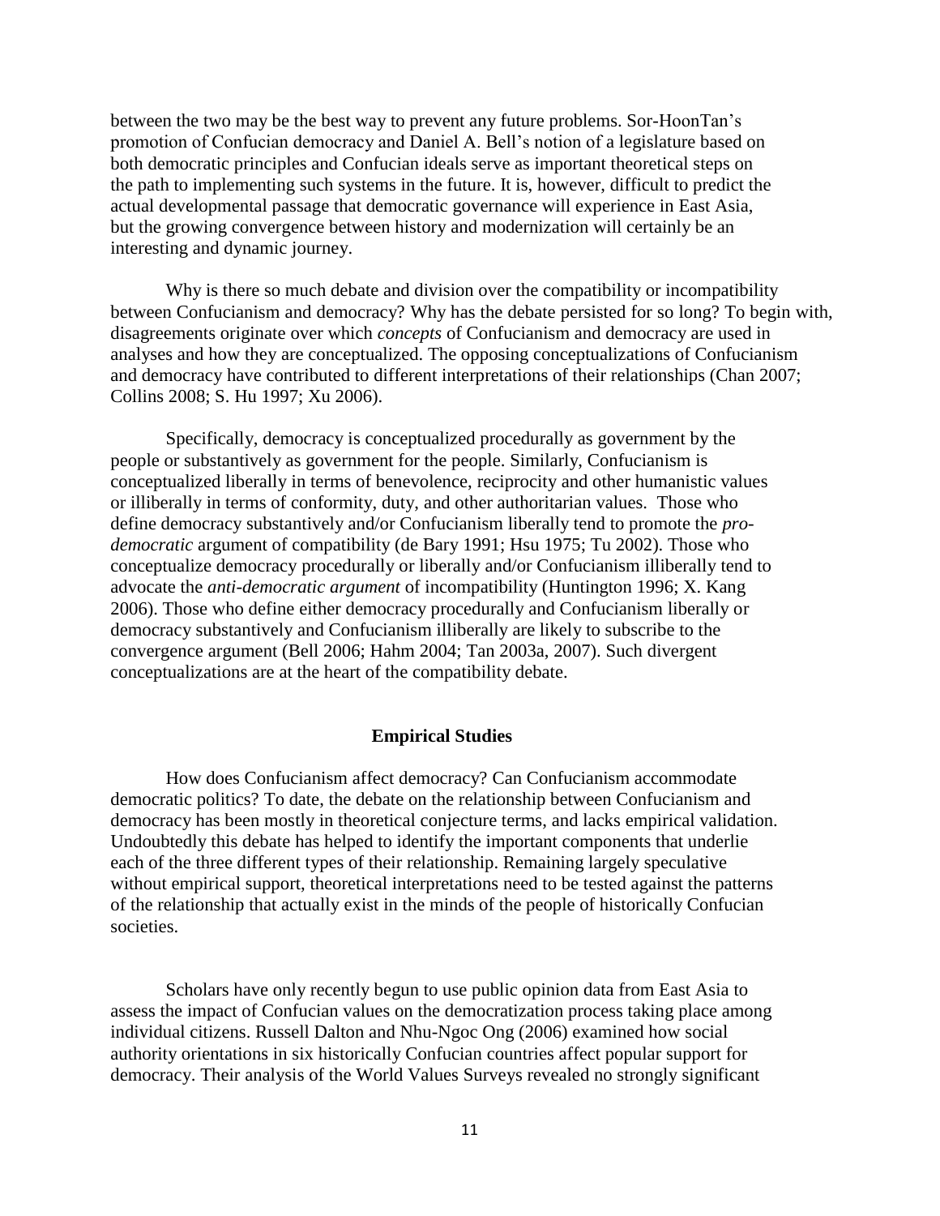between the two may be the best way to prevent any future problems. Sor-HoonTan's promotion of Confucian democracy and Daniel A. Bell's notion of a legislature based on both democratic principles and Confucian ideals serve as important theoretical steps on the path to implementing such systems in the future. It is, however, difficult to predict the actual developmental passage that democratic governance will experience in East Asia, but the growing convergence between history and modernization will certainly be an interesting and dynamic journey.

Why is there so much debate and division over the compatibility or incompatibility between Confucianism and democracy? Why has the debate persisted for so long? To begin with, disagreements originate over which *concepts* of Confucianism and democracy are used in analyses and how they are conceptualized. The opposing conceptualizations of Confucianism and democracy have contributed to different interpretations of their relationships (Chan 2007; Collins 2008; S. Hu 1997; Xu 2006).

Specifically, democracy is conceptualized procedurally as government by the people or substantively as government for the people. Similarly, Confucianism is conceptualized liberally in terms of benevolence, reciprocity and other humanistic values or illiberally in terms of conformity, duty, and other authoritarian values. Those who define democracy substantively and/or Confucianism liberally tend to promote the *pro-democratic* argument of compatibility (de Bary 1991; Hsu 1975; Tu 2002). Those who conceptualize democracy procedurally or liberally and/or Confucianism illiberally tend to advocate the *anti-democratic argument* of incompatibility (Huntington 1996; X. Kang 2006). Those who define either democracy procedurally and Confucianism liberally or democracy substantively and Confucianism illiberally are likely to subscribe to the convergence argument (Bell 2006; Hahm 2004; Tan 2003a, 2007). Such divergent conceptualizations are at the heart of the compatibility debate.

## Empirical Studies

How does Confucianism affect democracy? Can Confucianism accommodate democratic politics? To date, the debate on the relationship between Confucianism and democracy has been mostly in theoretical conjecture terms, and lacks empirical validation. Undoubtedly this debate has helped to identify the important components that underlie each of the three different types of their relationship. Remaining largely speculative without empirical support, theoretical interpretations need to be tested against the patterns of the relationship that actually exist in the minds of the people of historically Confucian societies.

Scholars have only recently begun to use public opinion data from East Asia to assess the impact of Confucian values on the democratization process taking place among individual citizens. Russell Dalton and Nhu-Ngoc Ong (2006) examined how social authority orientations in six historically Confucian countries affect popular support for democracy. Their analysis of the World Values Surveys revealed no strongly significant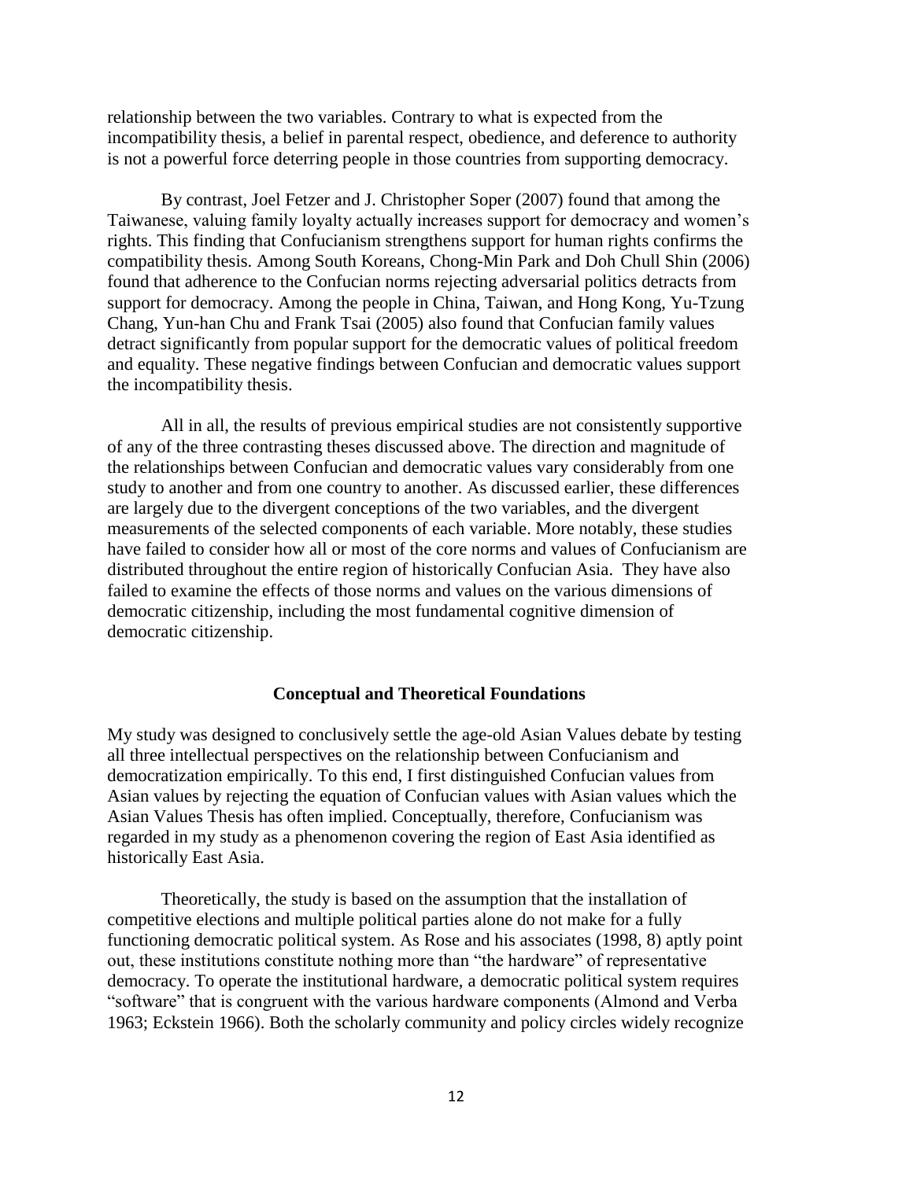relationship between the two variables. Contrary to what is expected from the incompatibility thesis, a belief in parental respect, obedience, and deference to authority is not a powerful force deterring people in those countries from supporting democracy.

By contrast, Joel Fetzer and J. Christopher Soper (2007) found that among the Taiwanese, valuing family loyalty actually increases support for democracy and women's rights. This finding that Confucianism strengthens support for human rights confirms the compatibility thesis. Among South Koreans, Chong-Min Park and Doh Chull Shin (2006) found that adherence to the Confucian norms rejecting adversarial politics detracts from support for democracy. Among the people in China, Taiwan, and Hong Kong, Yu-Tzung Chang, Yun-han Chu and Frank Tsai (2005) also found that Confucian family values detract significantly from popular support for the democratic values of political freedom and equality. These negative findings between Confucian and democratic values support the incompatibility thesis.

All in all, the results of previous empirical studies are not consistently supportive of any of the three contrasting theses discussed above. The direction and magnitude of the relationships between Confucian and democratic values vary considerably from one study to another and from one country to another. As discussed earlier, these differences are largely due to the divergent conceptions of the two variables, and the divergent measurements of the selected components of each variable. More notably, these studies have failed to consider how all or most of the core norms and values of Confucianism are distributed throughout the entire region of historically Confucian Asia. They have also failed to examine the effects of those norms and values on the various dimensions of democratic citizenship, including the most fundamental cognitive dimension of democratic citizenship.

## Conceptual and Theoretical Foundations

My study was designed to conclusively settle the age-old Asian Values debate by testing all three intellectual perspectives on the relationship between Confucianism and democratization empirically. To this end, I first distinguished Confucian values from Asian values by rejecting the equation of Confucian values with Asian values which the Asian Values Thesis has often implied. Conceptually, therefore, Confucianism was regarded in my study as a phenomenon covering the region of East Asia identified as historically East Asia.

Theoretically, the study is based on the assumption that the installation of competitive elections and multiple political parties alone do not make for a fully functioning democratic political system. As Rose and his associates (1998, 8) aptly point out, these institutions constitute nothing more than "the hardware" of representative democracy. To operate the institutional hardware, a democratic political system requires "software" that is congruent with the various hardware components (Almond and Verba 1963; Eckstein 1966). Both the scholarly community and policy circles widely recognize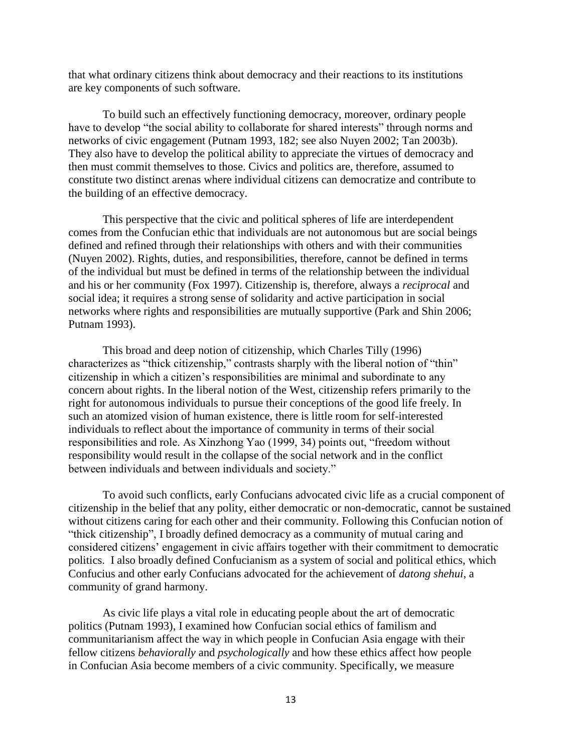that what ordinary citizens think about democracy and their reactions to its institutions are key components of such software.

To build such an effectively functioning democracy, moreover, ordinary people have to develop "the social ability to collaborate for shared interests" through norms and networks of civic engagement (Putnam 1993, 182; see also Nuyen 2002; Tan 2003b). They also have to develop the political ability to appreciate the virtues of democracy and then must commit themselves to those. Civics and politics are, therefore, assumed to constitute two distinct arenas where individual citizens can democratize and contribute to the building of an effective democracy.

This perspective that the civic and political spheres of life are interdependent comes from the Confucian ethic that individuals are not autonomous but are social beings defined and refined through their relationships with others and with their communities (Nuyen 2002). Rights, duties, and responsibilities, therefore, cannot be defined in terms of the individual but must be defined in terms of the relationship between the individual and his or her community (Fox 1997). Citizenship is, therefore, always a *reciprocal* and social idea; it requires a strong sense of solidarity and active participation in social networks where rights and responsibilities are mutually supportive (Park and Shin 2006; Putnam 1993).

This broad and deep notion of citizenship, which Charles Tilly (1996) characterizes as "thick citizenship," contrasts sharply with the liberal notion of "thin" citizenship in which a citizen's responsibilities are minimal and subordinate to any concern about rights. In the liberal notion of the West, citizenship refers primarily to the right for autonomous individuals to pursue their conceptions of the good life freely. In such an atomized vision of human existence, there is little room for self-interested individuals to reflect about the importance of community in terms of their social responsibilities and role. As Xinzhong Yao (1999, 34) points out, "freedom without responsibility would result in the collapse of the social network and in the conflict between individuals and between individuals and society."

To avoid such conflicts, early Confucians advocated civic life as a crucial component of citizenship in the belief that any polity, either democratic or non-democratic, cannot be sustained without citizens caring for each other and their community. Following this Confucian notion of "thick citizenship", I broadly defined democracy as a community of mutual caring and considered citizens' engagement in civic affairs together with their commitment to democratic politics. I also broadly defined Confucianism as a system of social and political ethics, which Confucius and other early Confucians advocated for the achievement of *datong shehui*, a community of grand harmony.

As civic life plays a vital role in educating people about the art of democratic politics (Putnam 1993), I examined how Confucian social ethics of familism and communitarianism affect the way in which people in Confucian Asia engage with their fellow citizens *behaviorally* and *psychologically* and how these ethics affect how people in Confucian Asia become members of a civic community. Specifically, we measure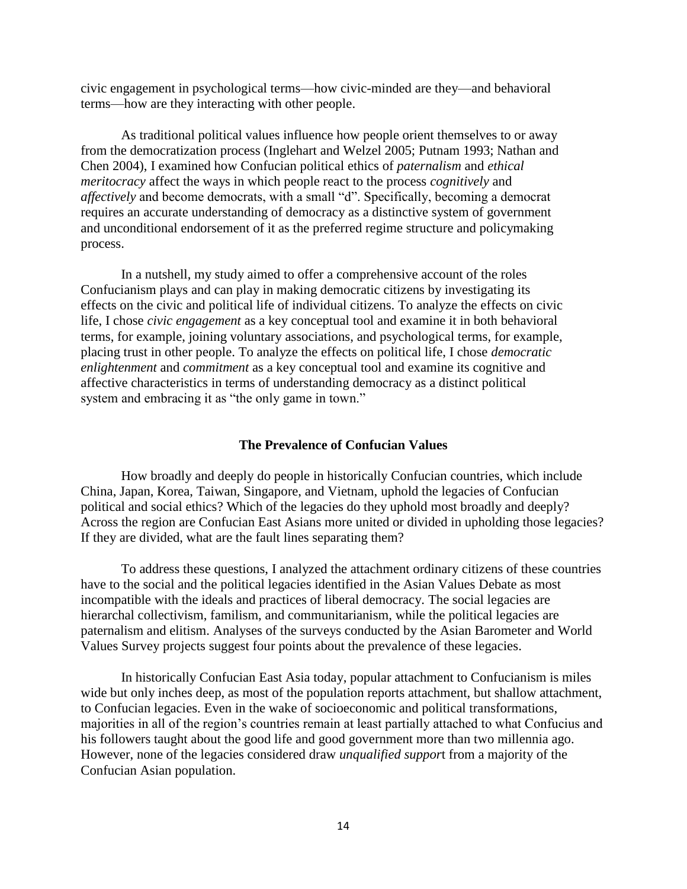civic engagement in psychological terms—how civic-minded are they—and behavioral terms—how are they interacting with other people.

As traditional political values influence how people orient themselves to or away from the democratization process (Inglehart and Welzel 2005; Putnam 1993; Nathan and Chen 2004), I examined how Confucian political ethics of *paternalism* and *ethical meritocracy* affect the ways in which people react to the process *cognitively* and *affectively* and become democrats, with a small "d". Specifically, becoming a democrat requires an accurate understanding of democracy as a distinctive system of government and unconditional endorsement of it as the preferred regime structure and policymaking process.

In a nutshell, my study aimed to offer a comprehensive account of the roles Confucianism plays and can play in making democratic citizens by investigating its effects on the civic and political life of individual citizens. To analyze the effects on civic life, I chose *civic engagement* as a key conceptual tool and examine it in both behavioral terms, for example, joining voluntary associations, and psychological terms, for example, placing trust in other people. To analyze the effects on political life, I chose *democratic enlightenment* and *commitment* as a key conceptual tool and examine its cognitive and affective characteristics in terms of understanding democracy as a distinct political system and embracing it as "the only game in town."

## The Prevalence of Confucian Values

How broadly and deeply do people in historically Confucian countries, which include China, Japan, Korea, Taiwan, Singapore, and Vietnam, uphold the legacies of Confucian political and social ethics? Which of the legacies do they uphold most broadly and deeply? Across the region are Confucian East Asians more united or divided in upholding those legacies? If they are divided, what are the fault lines separating them?

To address these questions, I analyzed the attachment ordinary citizens of these countries have to the social and the political legacies identified in the Asian Values Debate as most incompatible with the ideals and practices of liberal democracy. The social legacies are hierarchal collectivism, familism, and communitarianism, while the political legacies are paternalism and elitism. Analyses of the surveys conducted by the Asian Barometer and World Values Survey projects suggest four points about the prevalence of these legacies.

In historically Confucian East Asia today, popular attachment to Confucianism is miles wide but only inches deep, as most of the population reports attachment, but shallow attachment, to Confucian legacies. Even in the wake of socioeconomic and political transformations, majorities in all of the region's countries remain at least partially attached to what Confucius and his followers taught about the good life and good government more than two millennia ago. However, none of the legacies considered draw *unqualified support* from a majority of the Confucian Asian population.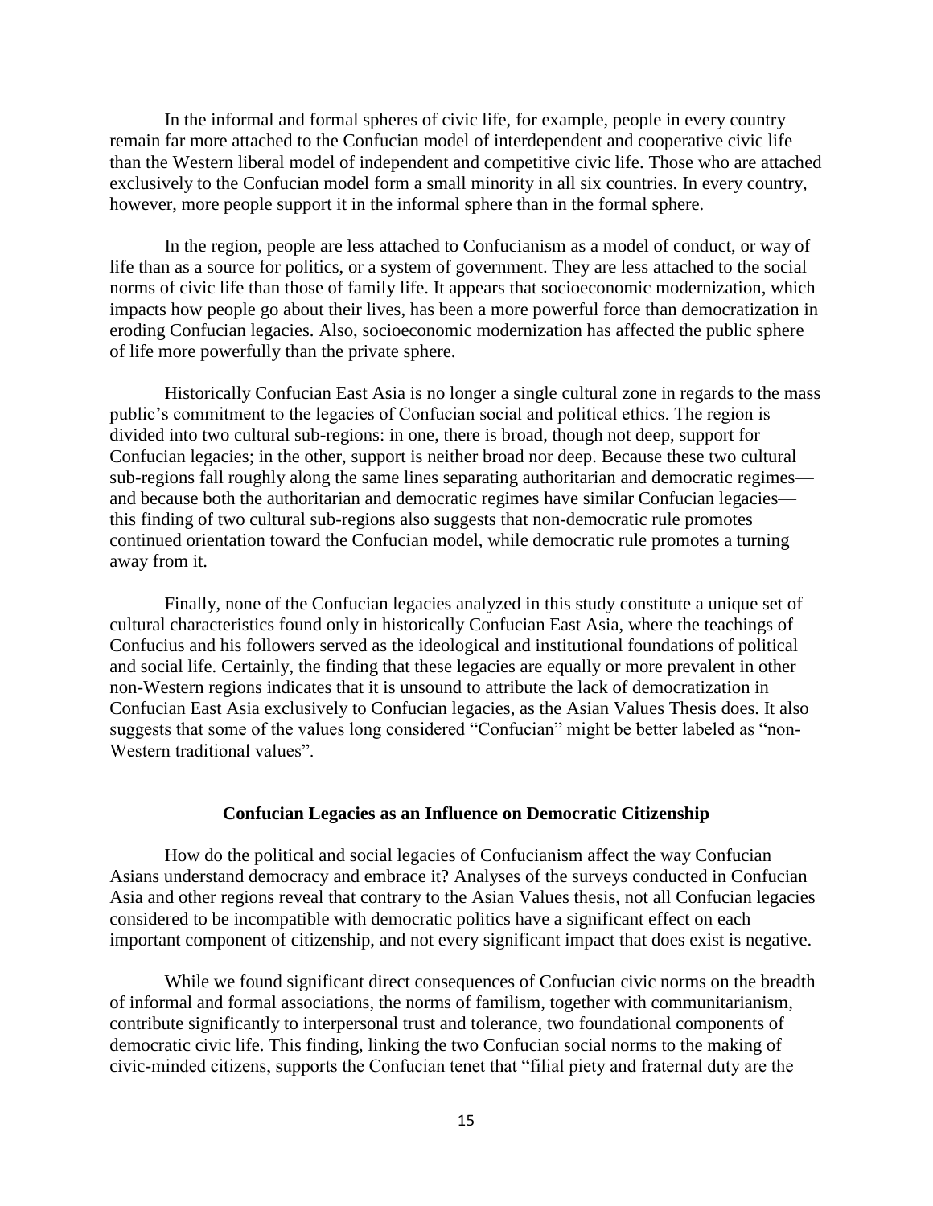In the informal and formal spheres of civic life, for example, people in every country remain far more attached to the Confucian model of interdependent and cooperative civic life than the Western liberal model of independent and competitive civic life. Those who are attached exclusively to the Confucian model form a small minority in all six countries. In every country, however, more people support it in the informal sphere than in the formal sphere.

In the region, people are less attached to Confucianism as a model of conduct, or way of life than as a source for politics, or a system of government. They are less attached to the social norms of civic life than those of family life. It appears that socioeconomic modernization, which impacts how people go about their lives, has been a more powerful force than democratization in eroding Confucian legacies. Also, socioeconomic modernization has affected the public sphere of life more powerfully than the private sphere.

Historically Confucian East Asia is no longer a single cultural zone in regards to the mass public's commitment to the legacies of Confucian social and political ethics. The region is divided into two cultural sub-regions: in one, there is broad, though not deep, support for Confucian legacies; in the other, support is neither broad nor deep. Because these two cultural sub-regions fall roughly along the same lines separating authoritarian and democratic regimes—and because both the authoritarian and democratic regimes have similar Confucian legacies—this finding of two cultural sub-regions also suggests that non-democratic rule promotes continued orientation toward the Confucian model, while democratic rule promotes a turning away from it.

Finally, none of the Confucian legacies analyzed in this study constitute a unique set of cultural characteristics found only in historically Confucian East Asia, where the teachings of Confucius and his followers served as the ideological and institutional foundations of political and social life. Certainly, the finding that these legacies are equally or more prevalent in other non-Western regions indicates that it is unsound to attribute the lack of democratization in Confucian East Asia exclusively to Confucian legacies, as the Asian Values Thesis does. It also suggests that some of the values long considered "Confucian" might be better labeled as "non-Western traditional values".

### Confucian Legacies as an Influence on Democratic Citizenship

How do the political and social legacies of Confucianism affect the way Confucian Asians understand democracy and embrace it? Analyses of the surveys conducted in Confucian Asia and other regions reveal that contrary to the Asian Values thesis, not all Confucian legacies considered to be incompatible with democratic politics have a significant effect on each important component of citizenship, and not every significant impact that does exist is negative.

While we found significant direct consequences of Confucian civic norms on the breadth of informal and formal associations, the norms of familism, together with communitarianism, contribute significantly to interpersonal trust and tolerance, two foundational components of democratic civic life. This finding, linking the two Confucian social norms to the making of civic-minded citizens, supports the Confucian tenet that "filial piety and fraternal duty are the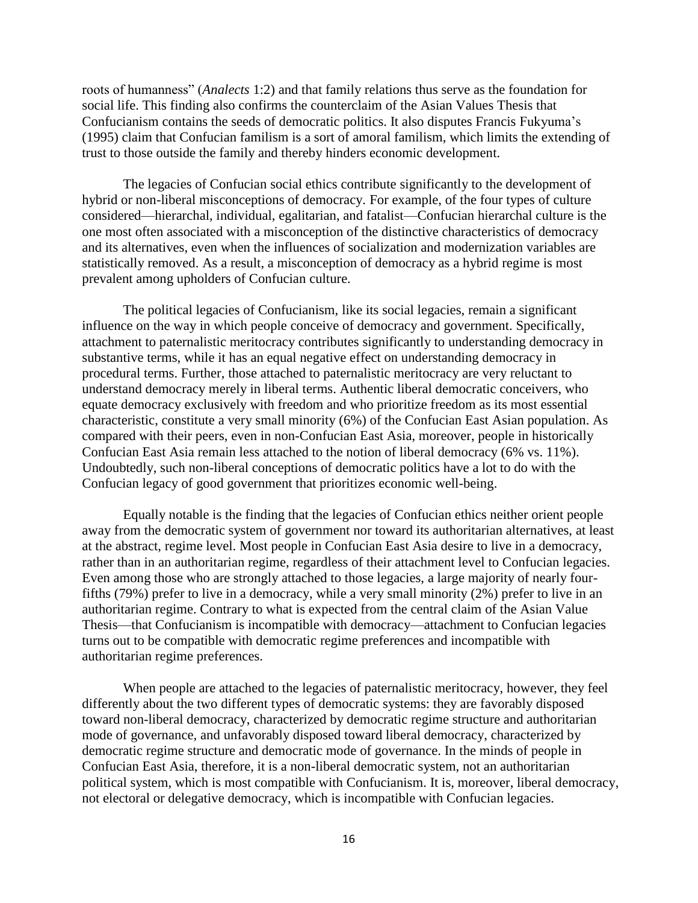roots of humanness" (*Analects* 1:2) and that family relations thus serve as the foundation for social life. This finding also confirms the counterclaim of the Asian Values Thesis that Confucianism contains the seeds of democratic politics. It also disputes Francis Fukyuma's (1995) claim that Confucian familism is a sort of amoral familism, which limits the extending of trust to those outside the family and thereby hinders economic development.

The legacies of Confucian social ethics contribute significantly to the development of hybrid or non-liberal misconceptions of democracy. For example, of the four types of culture considered—hierarchal, individual, egalitarian, and fatalist—Confucian hierarchal culture is the one most often associated with a misconception of the distinctive characteristics of democracy and its alternatives, even when the influences of socialization and modernization variables are statistically removed. As a result, a misconception of democracy as a hybrid regime is most prevalent among upholders of Confucian culture.

The political legacies of Confucianism, like its social legacies, remain a significant influence on the way in which people conceive of democracy and government. Specifically, attachment to paternalistic meritocracy contributes significantly to understanding democracy in substantive terms, while it has an equal negative effect on understanding democracy in procedural terms. Further, those attached to paternalistic meritocracy are very reluctant to understand democracy merely in liberal terms. Authentic liberal democratic conceivers, who equate democracy exclusively with freedom and who prioritize freedom as its most essential characteristic, constitute a very small minority (6%) of the Confucian East Asian population. As compared with their peers, even in non-Confucian East Asia, moreover, people in historically Confucian East Asia remain less attached to the notion of liberal democracy (6% vs. 11%). Undoubtedly, such non-liberal conceptions of democratic politics have a lot to do with the Confucian legacy of good government that prioritizes economic well-being.

Equally notable is the finding that the legacies of Confucian ethics neither orient people away from the democratic system of government nor toward its authoritarian alternatives, at least at the abstract, regime level. Most people in Confucian East Asia desire to live in a democracy, rather than in an authoritarian regime, regardless of their attachment level to Confucian legacies. Even among those who are strongly attached to those legacies, a large majority of nearly four-fifths (79%) prefer to live in a democracy, while a very small minority (2%) prefer to live in an authoritarian regime. Contrary to what is expected from the central claim of the Asian Value Thesis—that Confucianism is incompatible with democracy—attachment to Confucian legacies turns out to be compatible with democratic regime preferences and incompatible with authoritarian regime preferences.

When people are attached to the legacies of paternalistic meritocracy, however, they feel differently about the two different types of democratic systems: they are favorably disposed toward non-liberal democracy, characterized by democratic regime structure and authoritarian mode of governance, and unfavorably disposed toward liberal democracy, characterized by democratic regime structure and democratic mode of governance. In the minds of people in Confucian East Asia, therefore, it is a non-liberal democratic system, not an authoritarian political system, which is most compatible with Confucianism. It is, moreover, liberal democracy, not electoral or delegative democracy, which is incompatible with Confucian legacies.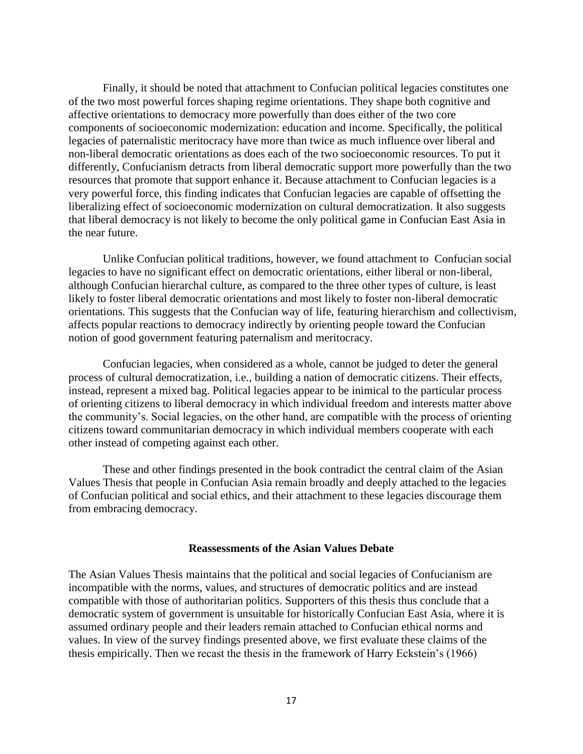Finally, it should be noted that attachment to Confucian political legacies constitutes one of the two most powerful forces shaping regime orientations. They shape both cognitive and affective orientations to democracy more powerfully than does either of the two core components of socioeconomic modernization: education and income. Specifically, the political legacies of paternalistic meritocracy have more than twice as much influence over liberal and non-liberal democratic orientations as does each of the two socioeconomic resources. To put it differently, Confucianism detracts from liberal democratic support more powerfully than the two resources that promote that support enhance it. Because attachment to Confucian legacies is a very powerful force, this finding indicates that Confucian legacies are capable of offsetting the liberalizing effect of socioeconomic modernization on cultural democratization. It also suggests that liberal democracy is not likely to become the only political game in Confucian East Asia in the near future.

Unlike Confucian political traditions, however, we found attachment to Confucian social legacies to have no significant effect on democratic orientations, either liberal or non-liberal, although Confucian hierarchal culture, as compared to the three other types of culture, is least likely to foster liberal democratic orientations and most likely to foster non-liberal democratic orientations. This suggests that the Confucian way of life, featuring hierarchism and collectivism, affects popular reactions to democracy indirectly by orienting people toward the Confucian notion of good government featuring paternalism and meritocracy.

Confucian legacies, when considered as a whole, cannot be judged to deter the general process of cultural democratization, i.e., building a nation of democratic citizens. Their effects, instead, represent a mixed bag. Political legacies appear to be inimical to the particular process of orienting citizens to liberal democracy in which individual freedom and interests matter above the community's. Social legacies, on the other hand, are compatible with the process of orienting citizens toward communitarian democracy in which individual members cooperate with each other instead of competing against each other.

These and other findings presented in the book contradict the central claim of the Asian Values Thesis that people in Confucian Asia remain broadly and deeply attached to the legacies of Confucian political and social ethics, and their attachment to these legacies discourage them from embracing democracy.

## Reassessments of the Asian Values Debate

The Asian Values Thesis maintains that the political and social legacies of Confucianism are incompatible with the norms, values, and structures of democratic politics and are instead compatible with those of authoritarian politics. Supporters of this thesis thus conclude that a democratic system of government is unsuitable for historically Confucian East Asia, where it is assumed ordinary people and their leaders remain attached to Confucian ethical norms and values. In view of the survey findings presented above, we first evaluate these claims of the thesis empirically. Then we recast the thesis in the framework of Harry Eckstein's (1966)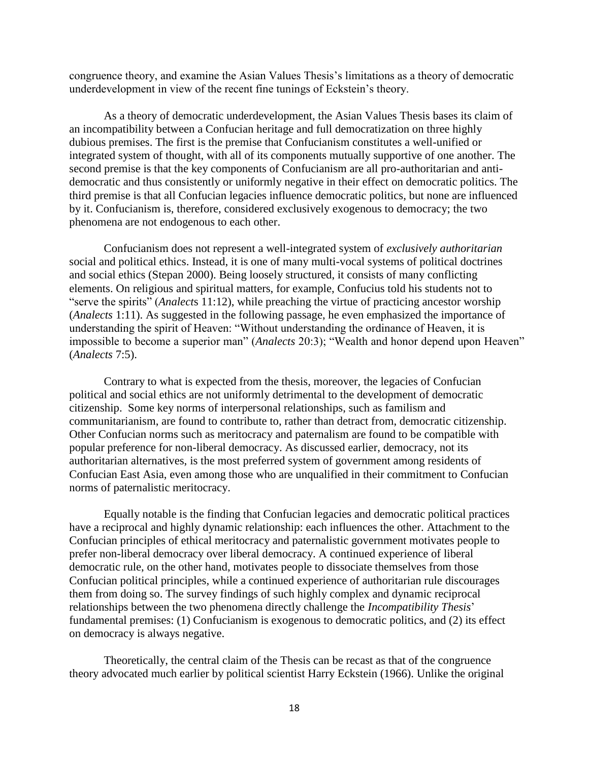congruence theory, and examine the Asian Values Thesis's limitations as a theory of democratic underdevelopment in view of the recent fine tunings of Eckstein's theory.

As a theory of democratic underdevelopment, the Asian Values Thesis bases its claim of an incompatibility between a Confucian heritage and full democratization on three highly dubious premises. The first is the premise that Confucianism constitutes a well-unified or integrated system of thought, with all of its components mutually supportive of one another. The second premise is that the key components of Confucianism are all pro-authoritarian and anti-democratic and thus consistently or uniformly negative in their effect on democratic politics. The third premise is that all Confucian legacies influence democratic politics, but none are influenced by it. Confucianism is, therefore, considered exclusively exogenous to democracy; the two phenomena are not endogenous to each other.

Confucianism does not represent a well-integrated system of *exclusively authoritarian* social and political ethics. Instead, it is one of many multi-vocal systems of political doctrines and social ethics (Stepan 2000). Being loosely structured, it consists of many conflicting elements. On religious and spiritual matters, for example, Confucius told his students not to "serve the spirits" (*Analects* 11:12), while preaching the virtue of practicing ancestor worship (*Analects* 1:11). As suggested in the following passage, he even emphasized the importance of understanding the spirit of Heaven: "Without understanding the ordinance of Heaven, it is impossible to become a superior man" (*Analects* 20:3); "Wealth and honor depend upon Heaven" (*Analects* 7:5).

Contrary to what is expected from the thesis, moreover, the legacies of Confucian political and social ethics are not uniformly detrimental to the development of democratic citizenship. Some key norms of interpersonal relationships, such as familism and communitarianism, are found to contribute to, rather than detract from, democratic citizenship. Other Confucian norms such as meritocracy and paternalism are found to be compatible with popular preference for non-liberal democracy. As discussed earlier, democracy, not its authoritarian alternatives, is the most preferred system of government among residents of Confucian East Asia, even among those who are unqualified in their commitment to Confucian norms of paternalistic meritocracy.

Equally notable is the finding that Confucian legacies and democratic political practices have a reciprocal and highly dynamic relationship: each influences the other. Attachment to the Confucian principles of ethical meritocracy and paternalistic government motivates people to prefer non-liberal democracy over liberal democracy. A continued experience of liberal democratic rule, on the other hand, motivates people to dissociate themselves from those Confucian political principles, while a continued experience of authoritarian rule discourages them from doing so. The survey findings of such highly complex and dynamic reciprocal relationships between the two phenomena directly challenge the *Incompatibility Thesis*' fundamental premises: (1) Confucianism is exogenous to democratic politics, and (2) its effect on democracy is always negative.

Theoretically, the central claim of the Thesis can be recast as that of the congruence theory advocated much earlier by political scientist Harry Eckstein (1966). Unlike the original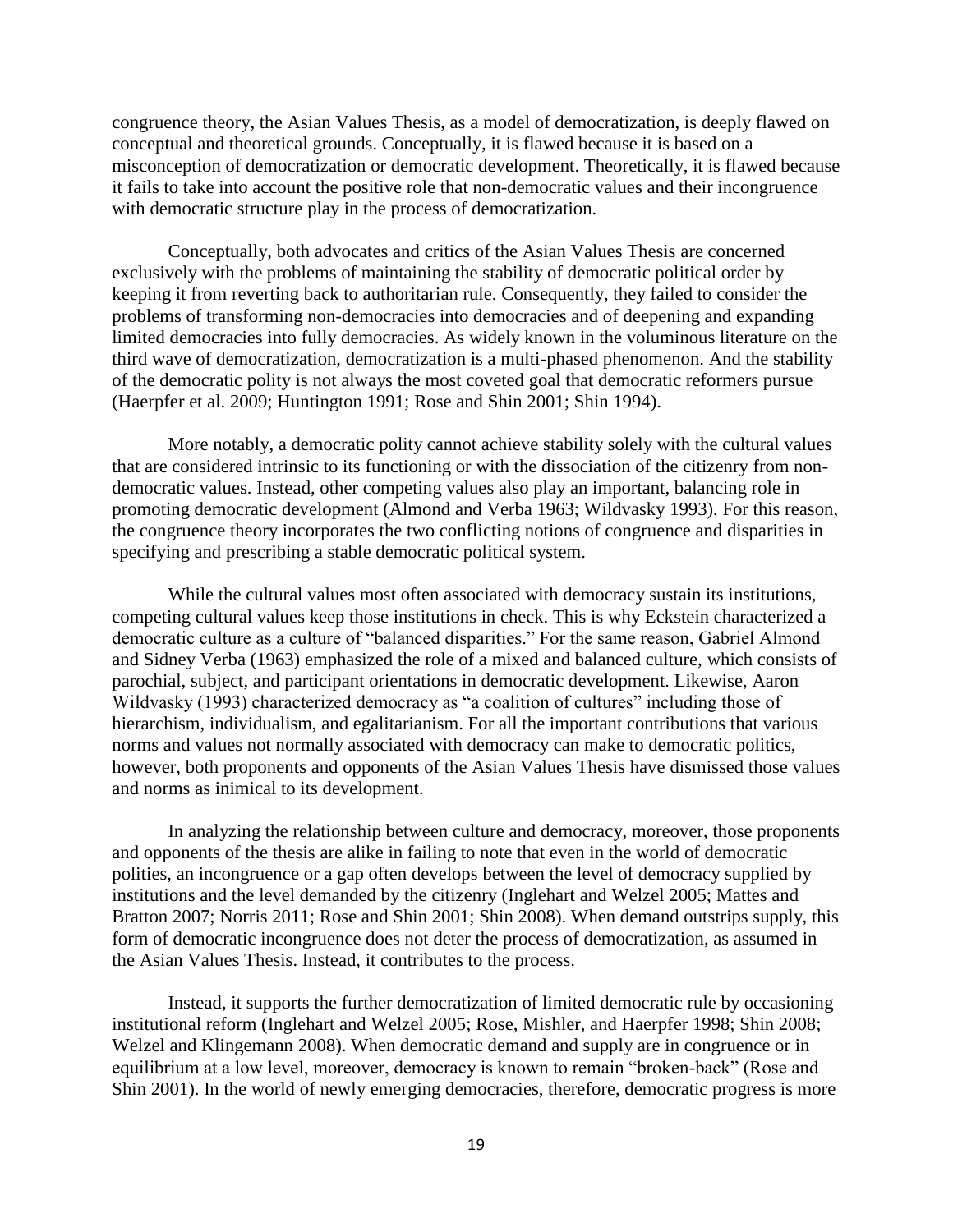congruence theory, the Asian Values Thesis, as a model of democratization, is deeply flawed on conceptual and theoretical grounds. Conceptually, it is flawed because it is based on a misconception of democratization or democratic development. Theoretically, it is flawed because it fails to take into account the positive role that non-democratic values and their incongruence with democratic structure play in the process of democratization.

Conceptually, both advocates and critics of the Asian Values Thesis are concerned exclusively with the problems of maintaining the stability of democratic political order by keeping it from reverting back to authoritarian rule. Consequently, they failed to consider the problems of transforming non-democracies into democracies and of deepening and expanding limited democracies into fully democracies. As widely known in the voluminous literature on the third wave of democratization, democratization is a multi-phased phenomenon. And the stability of the democratic polity is not always the most coveted goal that democratic reformers pursue (Haerpfer et al. 2009; Huntington 1991; Rose and Shin 2001; Shin 1994).

More notably, a democratic polity cannot achieve stability solely with the cultural values that are considered intrinsic to its functioning or with the dissociation of the citizenry from non-democratic values. Instead, other competing values also play an important, balancing role in promoting democratic development (Almond and Verba 1963; Wildvasky 1993). For this reason, the congruence theory incorporates the two conflicting notions of congruence and disparities in specifying and prescribing a stable democratic political system.

While the cultural values most often associated with democracy sustain its institutions, competing cultural values keep those institutions in check. This is why Eckstein characterized a democratic culture as a culture of "balanced disparities." For the same reason, Gabriel Almond and Sidney Verba (1963) emphasized the role of a mixed and balanced culture, which consists of parochial, subject, and participant orientations in democratic development. Likewise, Aaron Wildvasky (1993) characterized democracy as "a coalition of cultures" including those of hierarchism, individualism, and egalitarianism. For all the important contributions that various norms and values not normally associated with democracy can make to democratic politics, however, both proponents and opponents of the Asian Values Thesis have dismissed those values and norms as inimical to its development.

In analyzing the relationship between culture and democracy, moreover, those proponents and opponents of the thesis are alike in failing to note that even in the world of democratic polities, an incongruence or a gap often develops between the level of democracy supplied by institutions and the level demanded by the citizenry (Inglehart and Welzel 2005; Mattes and Bratton 2007; Norris 2011; Rose and Shin 2001; Shin 2008). When demand outstrips supply, this form of democratic incongruence does not deter the process of democratization, as assumed in the Asian Values Thesis. Instead, it contributes to the process.

Instead, it supports the further democratization of limited democratic rule by occasioning institutional reform (Inglehart and Welzel 2005; Rose, Mishler, and Haerpfer 1998; Shin 2008; Welzel and Klingemann 2008). When democratic demand and supply are in congruence or in equilibrium at a low level, moreover, democracy is known to remain "broken-back" (Rose and Shin 2001). In the world of newly emerging democracies, therefore, democratic progress is more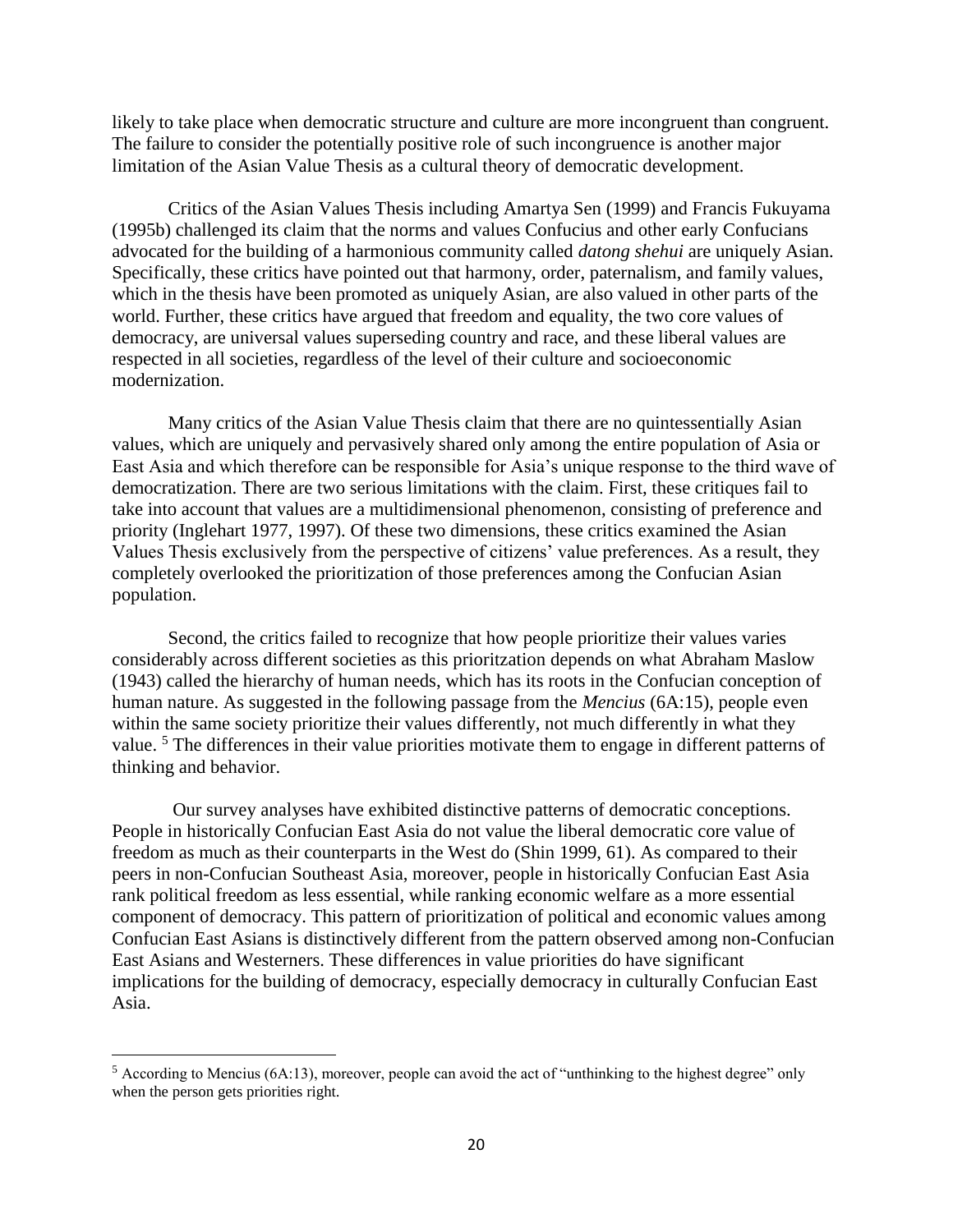likely to take place when democratic structure and culture are more incongruent than congruent. The failure to consider the potentially positive role of such incongruence is another major limitation of the Asian Value Thesis as a cultural theory of democratic development.

Critics of the Asian Values Thesis including Amartya Sen (1999) and Francis Fukuyama (1995b) challenged its claim that the norms and values Confucius and other early Confucians advocated for the building of a harmonious community called *datong shehui* are uniquely Asian. Specifically, these critics have pointed out that harmony, order, paternalism, and family values, which in the thesis have been promoted as uniquely Asian, are also valued in other parts of the world. Further, these critics have argued that freedom and equality, the two core values of democracy, are universal values superseding country and race, and these liberal values are respected in all societies, regardless of the level of their culture and socioeconomic modernization.

Many critics of the Asian Value Thesis claim that there are no quintessentially Asian values, which are uniquely and pervasively shared only among the entire population of Asia or East Asia and which therefore can be responsible for Asia's unique response to the third wave of democratization. There are two serious limitations with the claim. First, these critiques fail to take into account that values are a multidimensional phenomenon, consisting of preference and priority (Inglehart 1977, 1997). Of these two dimensions, these critics examined the Asian Values Thesis exclusively from the perspective of citizens' value preferences. As a result, they completely overlooked the prioritization of those preferences among the Confucian Asian population.

Second, the critics failed to recognize that how people prioritize their values varies considerably across different societies as this prioritzation depends on what Abraham Maslow (1943) called the hierarchy of human needs, which has its roots in the Confucian conception of human nature. As suggested in the following passage from the *Mencius* (6A:15), people even within the same society prioritize their values differently, not much differently in what they value. [5] The differences in their value priorities motivate them to engage in different patterns of thinking and behavior.

Our survey analyses have exhibited distinctive patterns of democratic conceptions. People in historically Confucian East Asia do not value the liberal democratic core value of freedom as much as their counterparts in the West do (Shin 1999, 61). As compared to their peers in non-Confucian Southeast Asia, moreover, people in historically Confucian East Asia rank political freedom as less essential, while ranking economic welfare as a more essential component of democracy. This pattern of prioritization of political and economic values among Confucian East Asians is distinctively different from the pattern observed among non-Confucian East Asians and Westerners. These differences in value priorities do have significant implications for the building of democracy, especially democracy in culturally Confucian East Asia.

[5] According to Mencius (6A:13), moreover, people can avoid the act of "unthinking to the highest degree" only when the person gets priorities right.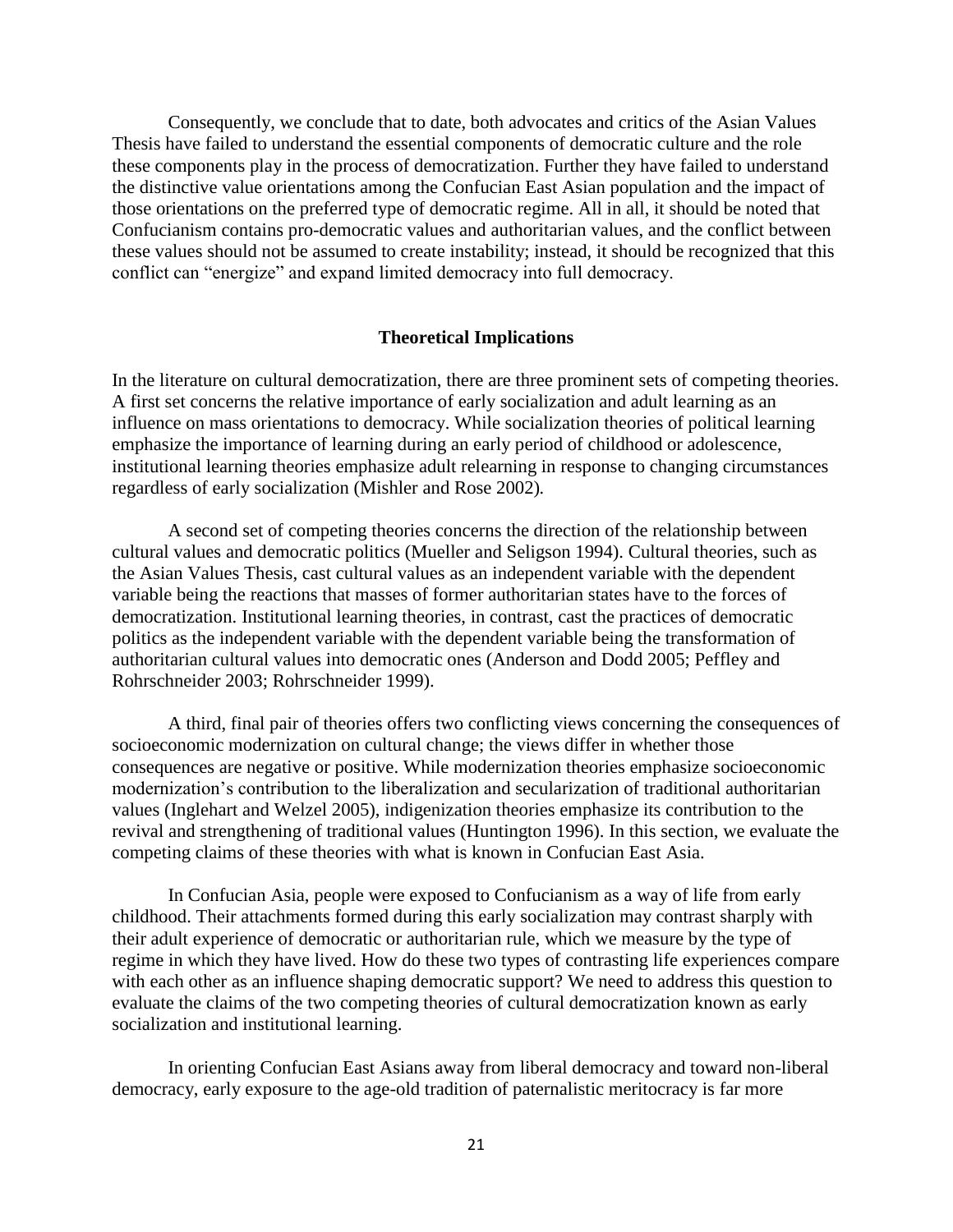Consequently, we conclude that to date, both advocates and critics of the Asian Values Thesis have failed to understand the essential components of democratic culture and the role these components play in the process of democratization. Further they have failed to understand the distinctive value orientations among the Confucian East Asian population and the impact of those orientations on the preferred type of democratic regime. All in all, it should be noted that Confucianism contains pro-democratic values and authoritarian values, and the conflict between these values should not be assumed to create instability; instead, it should be recognized that this conflict can "energize" and expand limited democracy into full democracy.

## Theoretical Implications

In the literature on cultural democratization, there are three prominent sets of competing theories. A first set concerns the relative importance of early socialization and adult learning as an influence on mass orientations to democracy. While socialization theories of political learning emphasize the importance of learning during an early period of childhood or adolescence, institutional learning theories emphasize adult relearning in response to changing circumstances regardless of early socialization (Mishler and Rose 2002).

A second set of competing theories concerns the direction of the relationship between cultural values and democratic politics (Mueller and Seligson 1994). Cultural theories, such as the Asian Values Thesis, cast cultural values as an independent variable with the dependent variable being the reactions that masses of former authoritarian states have to the forces of democratization. Institutional learning theories, in contrast, cast the practices of democratic politics as the independent variable with the dependent variable being the transformation of authoritarian cultural values into democratic ones (Anderson and Dodd 2005; Peffley and Rohrschneider 2003; Rohrschneider 1999).

A third, final pair of theories offers two conflicting views concerning the consequences of socioeconomic modernization on cultural change; the views differ in whether those consequences are negative or positive. While modernization theories emphasize socioeconomic modernization's contribution to the liberalization and secularization of traditional authoritarian values (Inglehart and Welzel 2005), indigenization theories emphasize its contribution to the revival and strengthening of traditional values (Huntington 1996). In this section, we evaluate the competing claims of these theories with what is known in Confucian East Asia.

In Confucian Asia, people were exposed to Confucianism as a way of life from early childhood. Their attachments formed during this early socialization may contrast sharply with their adult experience of democratic or authoritarian rule, which we measure by the type of regime in which they have lived. How do these two types of contrasting life experiences compare with each other as an influence shaping democratic support? We need to address this question to evaluate the claims of the two competing theories of cultural democratization known as early socialization and institutional learning.

In orienting Confucian East Asians away from liberal democracy and toward non-liberal democracy, early exposure to the age-old tradition of paternalistic meritocracy is far more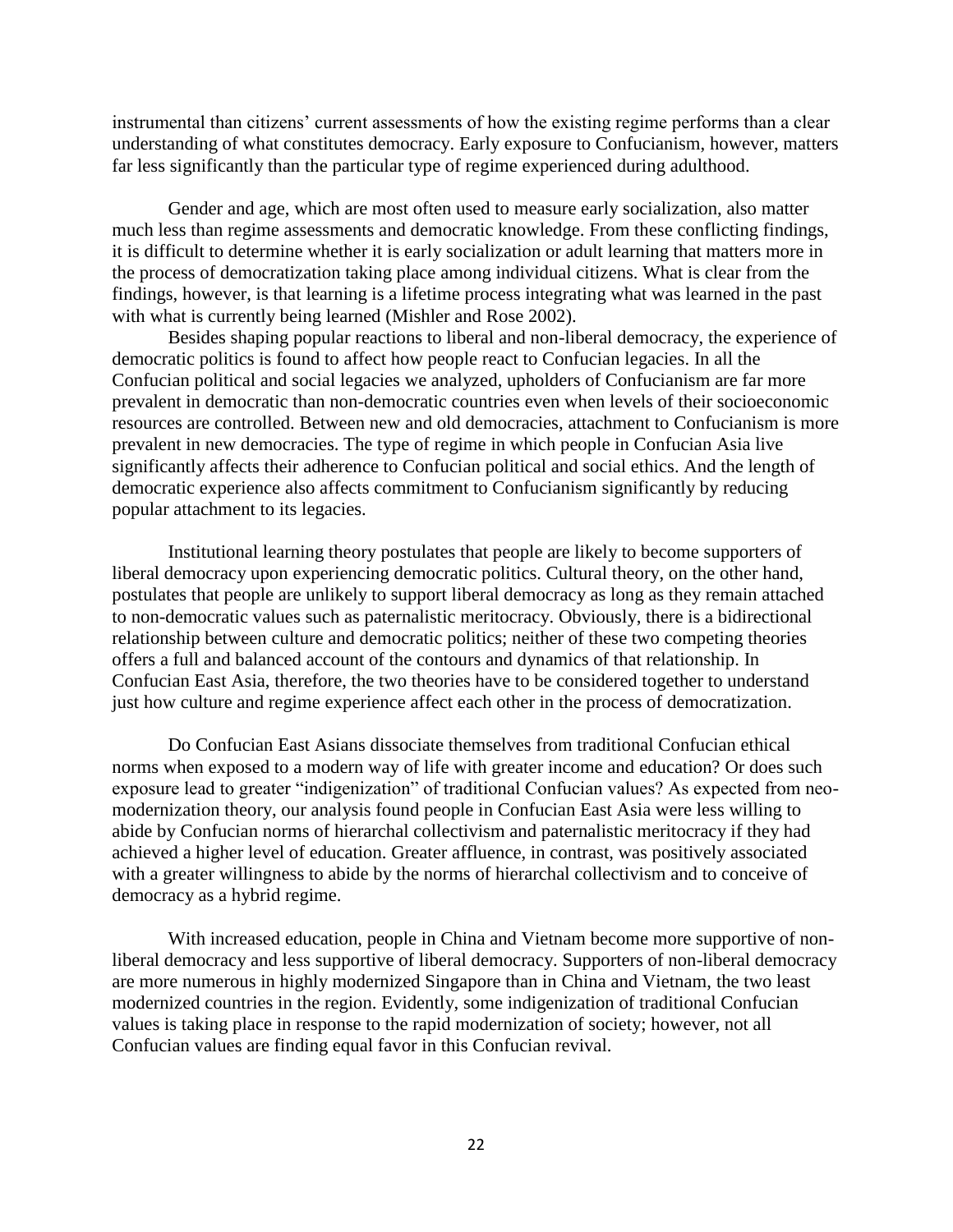instrumental than citizens' current assessments of how the existing regime performs than a clear understanding of what constitutes democracy. Early exposure to Confucianism, however, matters far less significantly than the particular type of regime experienced during adulthood.

Gender and age, which are most often used to measure early socialization, also matter much less than regime assessments and democratic knowledge. From these conflicting findings, it is difficult to determine whether it is early socialization or adult learning that matters more in the process of democratization taking place among individual citizens. What is clear from the findings, however, is that learning is a lifetime process integrating what was learned in the past with what is currently being learned (Mishler and Rose 2002).

Besides shaping popular reactions to liberal and non-liberal democracy, the experience of democratic politics is found to affect how people react to Confucian legacies. In all the Confucian political and social legacies we analyzed, upholders of Confucianism are far more prevalent in democratic than non-democratic countries even when levels of their socioeconomic resources are controlled. Between new and old democracies, attachment to Confucianism is more prevalent in new democracies. The type of regime in which people in Confucian Asia live significantly affects their adherence to Confucian political and social ethics. And the length of democratic experience also affects commitment to Confucianism significantly by reducing popular attachment to its legacies.

Institutional learning theory postulates that people are likely to become supporters of liberal democracy upon experiencing democratic politics. Cultural theory, on the other hand, postulates that people are unlikely to support liberal democracy as long as they remain attached to non-democratic values such as paternalistic meritocracy. Obviously, there is a bidirectional relationship between culture and democratic politics; neither of these two competing theories offers a full and balanced account of the contours and dynamics of that relationship. In Confucian East Asia, therefore, the two theories have to be considered together to understand just how culture and regime experience affect each other in the process of democratization.

Do Confucian East Asians dissociate themselves from traditional Confucian ethical norms when exposed to a modern way of life with greater income and education? Or does such exposure lead to greater "indigenization" of traditional Confucian values? As expected from neo-modernization theory, our analysis found people in Confucian East Asia were less willing to abide by Confucian norms of hierarchal collectivism and paternalistic meritocracy if they had achieved a higher level of education. Greater affluence, in contrast, was positively associated with a greater willingness to abide by the norms of hierarchal collectivism and to conceive of democracy as a hybrid regime.

With increased education, people in China and Vietnam become more supportive of non-liberal democracy and less supportive of liberal democracy. Supporters of non-liberal democracy are more numerous in highly modernized Singapore than in China and Vietnam, the two least modernized countries in the region. Evidently, some indigenization of traditional Confucian values is taking place in response to the rapid modernization of society; however, not all Confucian values are finding equal favor in this Confucian revival.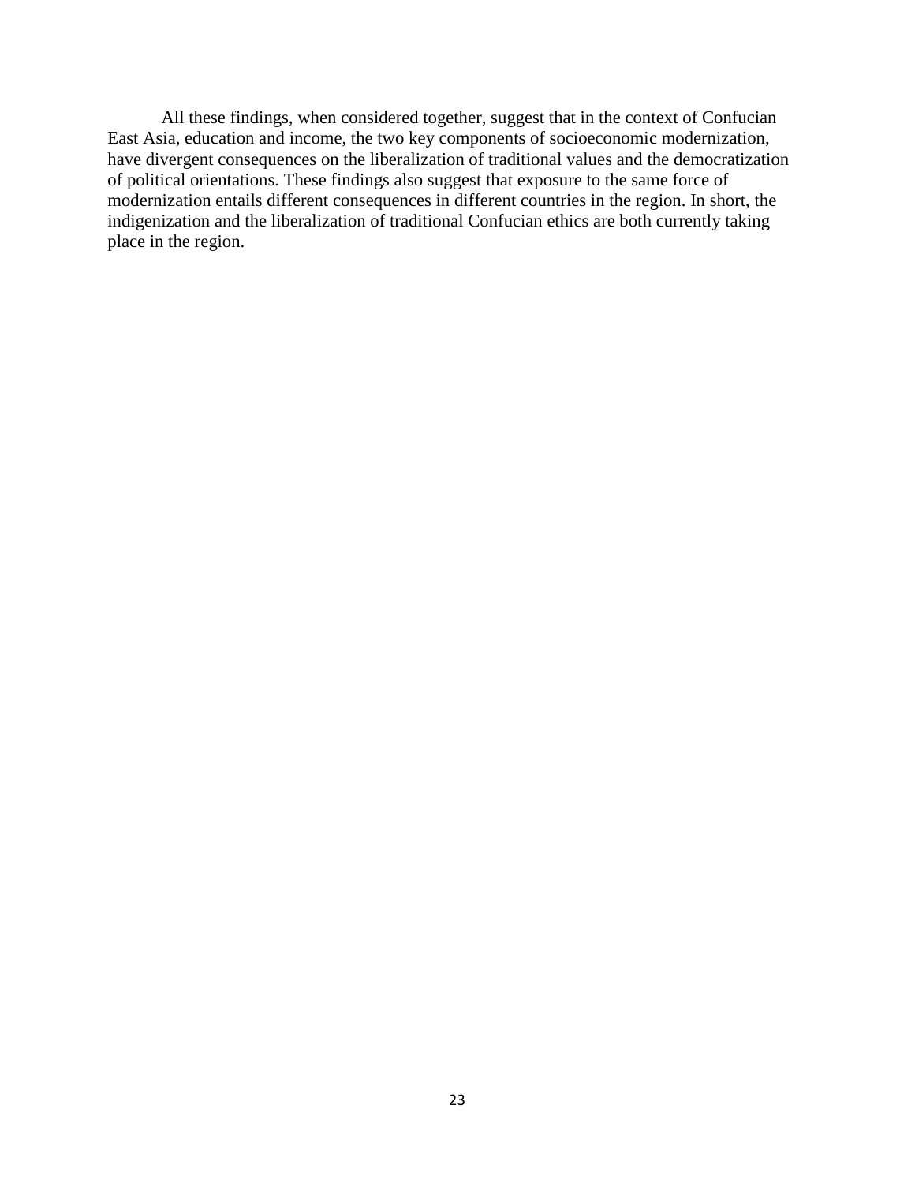All these findings, when considered together, suggest that in the context of Confucian East Asia, education and income, the two key components of socioeconomic modernization, have divergent consequences on the liberalization of traditional values and the democratization of political orientations. These findings also suggest that exposure to the same force of modernization entails different consequences in different countries in the region. In short, the indigenization and the liberalization of traditional Confucian ethics are both currently taking place in the region.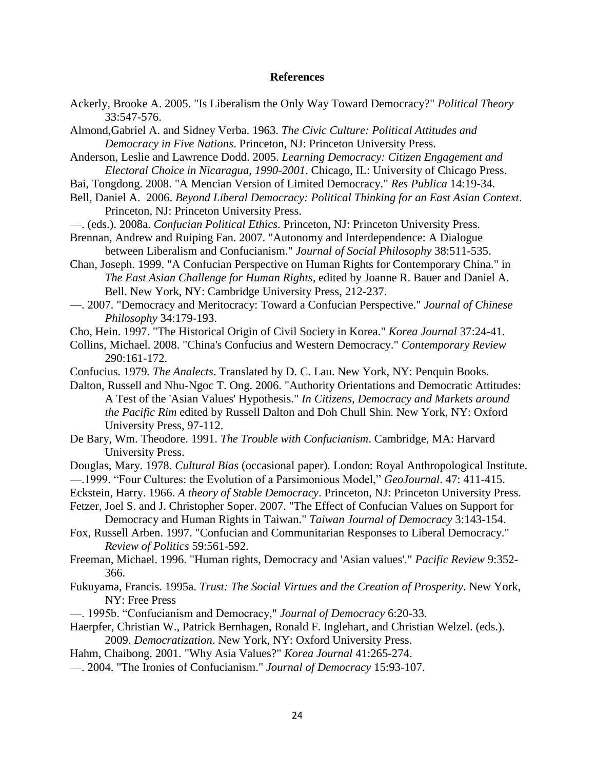## References

Ackerly, Brooke A. 2005. "Is Liberalism the Only Way Toward Democracy?" *Political Theory* 33:547-576.

Almond,Gabriel A. and Sidney Verba. 1963. *The Civic Culture: Political Attitudes and Democracy in Five Nations*. Princeton, NJ: Princeton University Press.

Anderson, Leslie and Lawrence Dodd. 2005. *Learning Democracy: Citizen Engagement and Electoral Choice in Nicaragua, 1990-2001*. Chicago, IL: University of Chicago Press.

Bai, Tongdong. 2008. "A Mencian Version of Limited Democracy." *Res Publica* 14:19-34.

Bell, Daniel A. 2006. *Beyond Liberal Democracy: Political Thinking for an East Asian Context*. Princeton, NJ: Princeton University Press.

—. (eds.). 2008a. *Confucian Political Ethics*. Princeton, NJ: Princeton University Press.

Brennan, Andrew and Ruiping Fan. 2007. "Autonomy and Interdependence: A Dialogue between Liberalism and Confucianism." *Journal of Social Philosophy* 38:511-535.

Chan, Joseph. 1999. "A Confucian Perspective on Human Rights for Contemporary China." in *The East Asian Challenge for Human Rights*, edited by Joanne R. Bauer and Daniel A. Bell. New York, NY: Cambridge University Press, 212-237.

—. 2007. "Democracy and Meritocracy: Toward a Confucian Perspective." *Journal of Chinese Philosophy* 34:179-193.

Cho, Hein. 1997. "The Historical Origin of Civil Society in Korea." *Korea Journal* 37:24-41.

Collins, Michael. 2008. "China's Confucius and Western Democracy." *Contemporary Review* 290:161-172.

Confucius. 1979. *The Analects*. Translated by D. C. Lau. New York, NY: Penquin Books.

Dalton, Russell and Nhu-Ngoc T. Ong. 2006. "Authority Orientations and Democratic Attitudes: A Test of the 'Asian Values' Hypothesis." *In Citizens, Democracy and Markets around the Pacific Rim* edited by Russell Dalton and Doh Chull Shin. New York, NY: Oxford University Press, 97-112.

De Bary, Wm. Theodore. 1991. *The Trouble with Confucianism*. Cambridge, MA: Harvard University Press.

Douglas, Mary. 1978. *Cultural Bias* (occasional paper). London: Royal Anthropological Institute.

—.1999. "Four Cultures: the Evolution of a Parsimonious Model," *GeoJournal*. 47: 411-415.

Eckstein, Harry. 1966. *A theory of Stable Democracy*. Princeton, NJ: Princeton University Press.

Fetzer, Joel S. and J. Christopher Soper. 2007. "The Effect of Confucian Values on Support for Democracy and Human Rights in Taiwan." *Taiwan Journal of Democracy* 3:143-154.

Fox, Russell Arben. 1997. "Confucian and Communitarian Responses to Liberal Democracy." *Review of Politics* 59:561-592.

Freeman, Michael. 1996. "Human rights, Democracy and 'Asian values'." *Pacific Review* 9:352-366.

Fukuyama, Francis. 1995a. *Trust: The Social Virtues and the Creation of Prosperity*. New York, NY: Free Press

—. 1995b. "Confucianism and Democracy," *Journal of Democracy* 6:20-33.

Haerpfer, Christian W., Patrick Bernhagen, Ronald F. Inglehart, and Christian Welzel. (eds.). 2009. *Democratization*. New York, NY: Oxford University Press.

Hahm, Chaibong. 2001. "Why Asia Values?" *Korea Journal* 41:265-274.

—. 2004. "The Ironies of Confucianism." *Journal of Democracy* 15:93-107.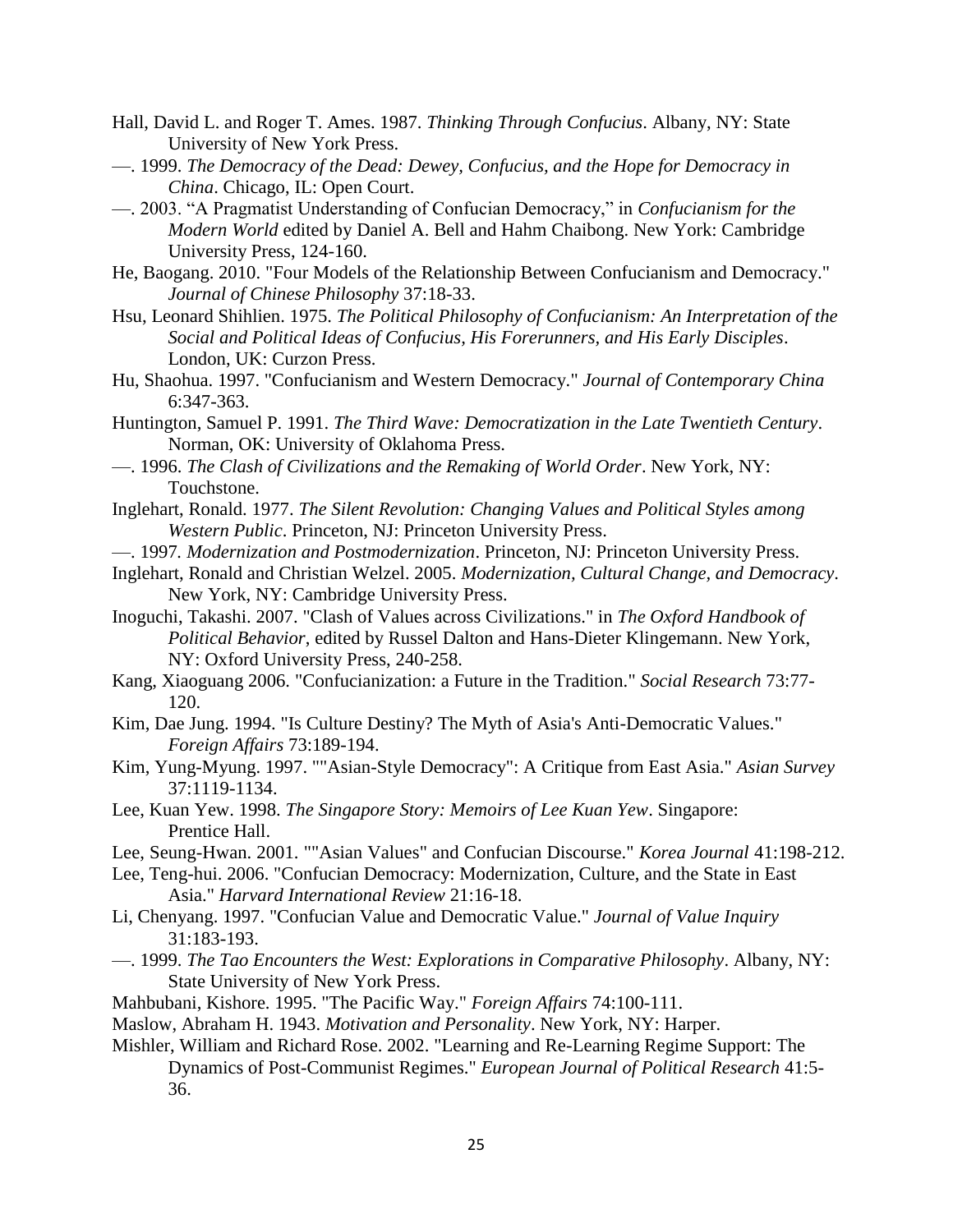Hall, David L. and Roger T. Ames. 1987. *Thinking Through Confucius*. Albany, NY: State University of New York Press.

—. 1999. *The Democracy of the Dead: Dewey, Confucius, and the Hope for Democracy in China*. Chicago, IL: Open Court.

—. 2003. "A Pragmatist Understanding of Confucian Democracy," in *Confucianism for the Modern World* edited by Daniel A. Bell and Hahm Chaibong. New York: Cambridge University Press, 124-160.

He, Baogang. 2010. "Four Models of the Relationship Between Confucianism and Democracy." *Journal of Chinese Philosophy* 37:18-33.

Hsu, Leonard Shihlien. 1975. *The Political Philosophy of Confucianism: An Interpretation of the Social and Political Ideas of Confucius, His Forerunners, and His Early Disciples*. London, UK: Curzon Press.

Hu, Shaohua. 1997. "Confucianism and Western Democracy." *Journal of Contemporary China* 6:347-363.

Huntington, Samuel P. 1991. *The Third Wave: Democratization in the Late Twentieth Century*. Norman, OK: University of Oklahoma Press.

—. 1996. *The Clash of Civilizations and the Remaking of World Order*. New York, NY: Touchstone.

Inglehart, Ronald. 1977. *The Silent Revolution: Changing Values and Political Styles among Western Public*. Princeton, NJ: Princeton University Press.

—. 1997*. Modernization and Postmodernization*. Princeton, NJ: Princeton University Press.

Inglehart, Ronald and Christian Welzel. 2005. *Modernization, Cultural Change, and Democracy*. New York, NY: Cambridge University Press.

Inoguchi, Takashi. 2007. "Clash of Values across Civilizations." in *The Oxford Handbook of Political Behavior*, edited by Russel Dalton and Hans-Dieter Klingemann. New York, NY: Oxford University Press, 240-258.

Kang, Xiaoguang 2006. "Confucianization: a Future in the Tradition." *Social Research* 73:77-120.

Kim, Dae Jung. 1994. "Is Culture Destiny? The Myth of Asia's Anti-Democratic Values." *Foreign Affairs* 73:189-194.

Kim, Yung-Myung. 1997. ""Asian-Style Democracy": A Critique from East Asia." *Asian Survey* 37:1119-1134.

Lee, Kuan Yew. 1998. *The Singapore Story: Memoirs of Lee Kuan Yew*. Singapore: Prentice Hall.

Lee, Seung-Hwan. 2001. ""Asian Values" and Confucian Discourse." *Korea Journal* 41:198-212.

Lee, Teng-hui. 2006. "Confucian Democracy: Modernization, Culture, and the State in East Asia." *Harvard International Review* 21:16-18.

Li, Chenyang. 1997. "Confucian Value and Democratic Value." *Journal of Value Inquiry* 31:183-193.

—. 1999. *The Tao Encounters the West: Explorations in Comparative Philosophy*. Albany, NY: State University of New York Press.

Mahbubani, Kishore. 1995. "The Pacific Way." *Foreign Affairs* 74:100-111.

Maslow, Abraham H. 1943. *Motivation and Personality*. New York, NY: Harper.

Mishler, William and Richard Rose. 2002. "Learning and Re-Learning Regime Support: The Dynamics of Post-Communist Regimes." *European Journal of Political Research* 41:5-36.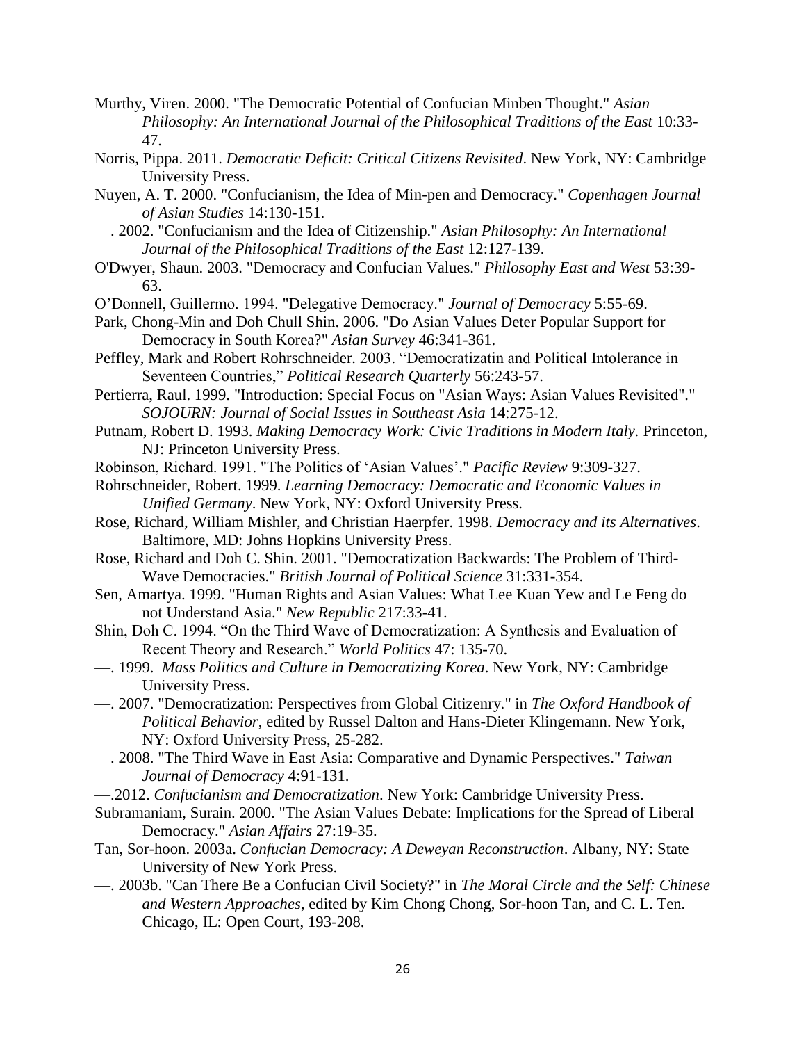Murthy, Viren. 2000. "The Democratic Potential of Confucian Minben Thought." *Asian Philosophy: An International Journal of the Philosophical Traditions of the East* 10:33-47.

Norris, Pippa. 2011. *Democratic Deficit: Critical Citizens Revisited*. New York, NY: Cambridge University Press.

Nuyen, A. T. 2000. "Confucianism, the Idea of Min-pen and Democracy." *Copenhagen Journal of Asian Studies* 14:130-151.

—. 2002. "Confucianism and the Idea of Citizenship." *Asian Philosophy: An International Journal of the Philosophical Traditions of the East* 12:127-139.

O'Dwyer, Shaun. 2003. "Democracy and Confucian Values." *Philosophy East and West* 53:39-63.

O'Donnell, Guillermo. 1994. "Delegative Democracy." *Journal of Democracy* 5:55-69.

Park, Chong-Min and Doh Chull Shin. 2006. "Do Asian Values Deter Popular Support for Democracy in South Korea?" *Asian Survey* 46:341-361.

Peffley, Mark and Robert Rohrschneider. 2003. "Democratizatin and Political Intolerance in Seventeen Countries," *Political Research Quarterly* 56:243-57.

Pertierra, Raul. 1999. "Introduction: Special Focus on "Asian Ways: Asian Values Revisited"." *SOJOURN: Journal of Social Issues in Southeast Asia* 14:275-12.

Putnam, Robert D. 1993. *Making Democracy Work: Civic Traditions in Modern Italy.* Princeton, NJ: Princeton University Press.

Robinson, Richard. 1991. "The Politics of 'Asian Values'." *Pacific Review* 9:309-327.

Rohrschneider, Robert. 1999. *Learning Democracy: Democratic and Economic Values in Unified Germany*. New York, NY: Oxford University Press.

Rose, Richard, William Mishler, and Christian Haerpfer. 1998. *Democracy and its Alternatives*. Baltimore, MD: Johns Hopkins University Press.

Rose, Richard and Doh C. Shin. 2001. "Democratization Backwards: The Problem of Third-Wave Democracies." *British Journal of Political Science* 31:331-354.

Sen, Amartya. 1999. "Human Rights and Asian Values: What Lee Kuan Yew and Le Feng do not Understand Asia." *New Republic* 217:33-41.

Shin, Doh C. 1994. "On the Third Wave of Democratization: A Synthesis and Evaluation of Recent Theory and Research." *World Politics* 47: 135-70.

—. 1999. *Mass Politics and Culture in Democratizing Korea*. New York, NY: Cambridge University Press.

—. 2007. "Democratization: Perspectives from Global Citizenry." in *The Oxford Handbook of Political Behavior*, edited by Russel Dalton and Hans-Dieter Klingemann. New York, NY: Oxford University Press, 25-282.

—. 2008. "The Third Wave in East Asia: Comparative and Dynamic Perspectives." *Taiwan Journal of Democracy* 4:91-131.

—.2012. *Confucianism and Democratization*. New York: Cambridge University Press.

Subramaniam, Surain. 2000. "The Asian Values Debate: Implications for the Spread of Liberal Democracy." *Asian Affairs* 27:19-35.

Tan, Sor-hoon. 2003a. *Confucian Democracy: A Deweyan Reconstruction*. Albany, NY: State University of New York Press.

—. 2003b. "Can There Be a Confucian Civil Society?" in *The Moral Circle and the Self: Chinese and Western Approaches*, edited by Kim Chong Chong, Sor-hoon Tan, and C. L. Ten. Chicago, IL: Open Court, 193-208.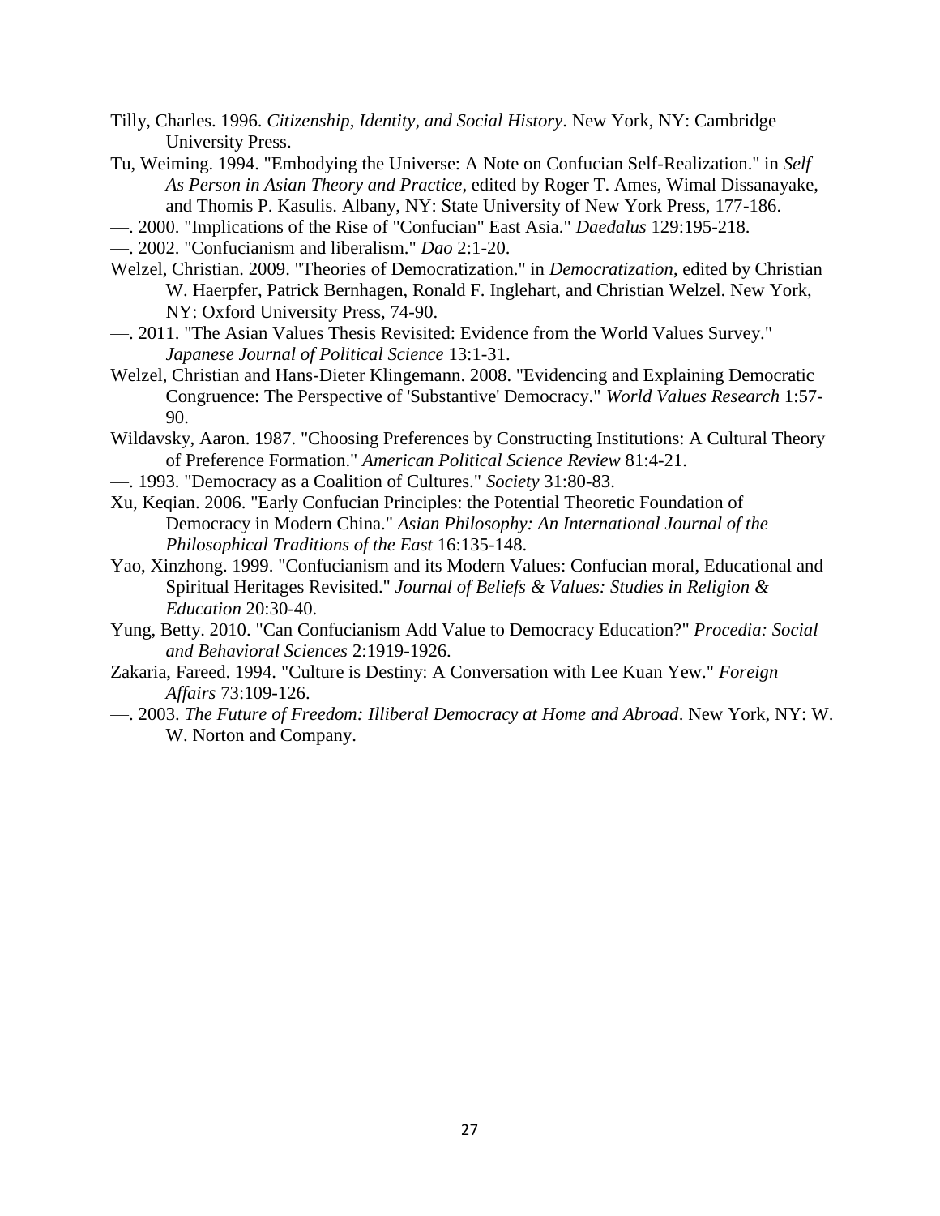Tilly, Charles. 1996. *Citizenship, Identity, and Social History*. New York, NY: Cambridge University Press.

Tu, Weiming. 1994. "Embodying the Universe: A Note on Confucian Self-Realization." in *Self As Person in Asian Theory and Practice*, edited by Roger T. Ames, Wimal Dissanayake, and Thomis P. Kasulis. Albany, NY: State University of New York Press, 177-186.

—. 2000. "Implications of the Rise of "Confucian" East Asia." *Daedalus* 129:195-218.

—. 2002. "Confucianism and liberalism." *Dao* 2:1-20.

Welzel, Christian. 2009. "Theories of Democratization." in *Democratization*, edited by Christian W. Haerpfer, Patrick Bernhagen, Ronald F. Inglehart, and Christian Welzel. New York, NY: Oxford University Press, 74-90.

—. 2011. "The Asian Values Thesis Revisited: Evidence from the World Values Survey." *Japanese Journal of Political Science* 13:1-31.

Welzel, Christian and Hans-Dieter Klingemann. 2008. "Evidencing and Explaining Democratic Congruence: The Perspective of 'Substantive' Democracy." *World Values Research* 1:57-90.

Wildavsky, Aaron. 1987. "Choosing Preferences by Constructing Institutions: A Cultural Theory of Preference Formation." *American Political Science Review* 81:4-21.

—. 1993. "Democracy as a Coalition of Cultures." *Society* 31:80-83.

Xu, Keqian. 2006. "Early Confucian Principles: the Potential Theoretic Foundation of Democracy in Modern China." *Asian Philosophy: An International Journal of the Philosophical Traditions of the East* 16:135-148.

Yao, Xinzhong. 1999. "Confucianism and its Modern Values: Confucian moral, Educational and Spiritual Heritages Revisited." *Journal of Beliefs & Values: Studies in Religion & Education* 20:30-40.

Yung, Betty. 2010. "Can Confucianism Add Value to Democracy Education?" *Procedia: Social and Behavioral Sciences* 2:1919-1926.

Zakaria, Fareed. 1994. "Culture is Destiny: A Conversation with Lee Kuan Yew." *Foreign Affairs* 73:109-126.

—. 2003. *The Future of Freedom: Illiberal Democracy at Home and Abroad*. New York, NY: W. W. Norton and Company.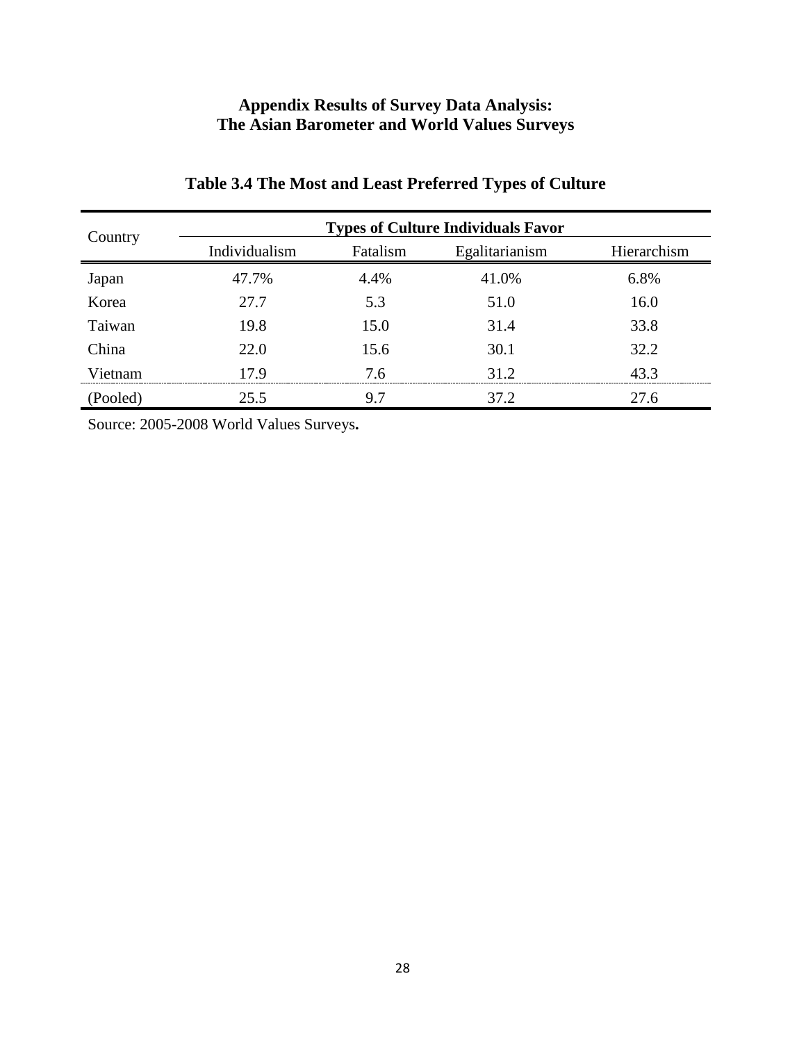**Appendix Results of Survey Data Analysis:**
**The Asian Barometer and World Values Surveys**

### Table 3.4 The Most and Least Preferred Types of Culture

| Country | Types of Culture Individuals Favor | | | |
|---|---|---|---|---|
| | Individualism | Fatalism | Egalitarianism | Hierarchism |
| Japan | 47.7% | 4.4% | 41.0% | 6.8% |
| Korea | 27.7 | 5.3 | 51.0 | 16.0 |
| Taiwan | 19.8 | 15.0 | 31.4 | 33.8 |
| China | 22.0 | 15.6 | 30.1 | 32.2 |
| Vietnam | 17.9 | 7.6 | 31.2 | 43.3 |
| (Pooled) | 25.5 | 9.7 | 37.2 | 27.6 |

Source: 2005-2008 World Values Surveys**.**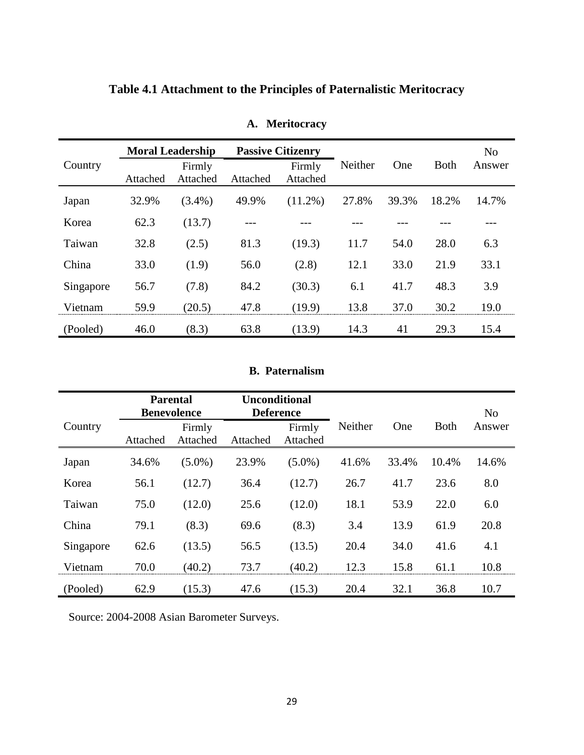# Table 4.1 Attachment to the Principles of Paternalistic Meritocracy

### A. Meritocracy

| Country | Moral Leadership | | Passive Citizenry | | Neither | One | Both | No Answer |
|---|---|---|---|---|---|---|---|---|
| | Attached | Firmly Attached | Attached | Firmly Attached | | | | |
| Japan | 32.9% | (3.4%) | 49.9% | (11.2%) | 27.8% | 39.3% | 18.2% | 14.7% |
| Korea | 62.3 | (13.7) | --- | --- | --- | --- | --- | --- |
| Taiwan | 32.8 | (2.5) | 81.3 | (19.3) | 11.7 | 54.0 | 28.0 | 6.3 |
| China | 33.0 | (1.9) | 56.0 | (2.8) | 12.1 | 33.0 | 21.9 | 33.1 |
| Singapore | 56.7 | (7.8) | 84.2 | (30.3) | 6.1 | 41.7 | 48.3 | 3.9 |
| Vietnam | 59.9 | (20.5) | 47.8 | (19.9) | 13.8 | 37.0 | 30.2 | 19.0 |
| (Pooled) | 46.0 | (8.3) | 63.8 | (13.9) | 14.3 | 41 | 29.3 | 15.4 |

### B. Paternalism

| Country | Parental Benevolence | | Unconditional Deference | | Neither | One | Both | No Answer |
|---|---|---|---|---|---|---|---|---|
| | Attached | Firmly Attached | Attached | Firmly Attached | | | | |
| Japan | 34.6% | (5.0%) | 23.9% | (5.0%) | 41.6% | 33.4% | 10.4% | 14.6% |
| Korea | 56.1 | (12.7) | 36.4 | (12.7) | 26.7 | 41.7 | 23.6 | 8.0 |
| Taiwan | 75.0 | (12.0) | 25.6 | (12.0) | 18.1 | 53.9 | 22.0 | 6.0 |
| China | 79.1 | (8.3) | 69.6 | (8.3) | 3.4 | 13.9 | 61.9 | 20.8 |
| Singapore | 62.6 | (13.5) | 56.5 | (13.5) | 20.4 | 34.0 | 41.6 | 4.1 |
| Vietnam | 70.0 | (40.2) | 73.7 | (40.2) | 12.3 | 15.8 | 61.1 | 10.8 |
| (Pooled) | 62.9 | (15.3) | 47.6 | (15.3) | 20.4 | 32.1 | 36.8 | 10.7 |

Source: 2004-2008 Asian Barometer Surveys.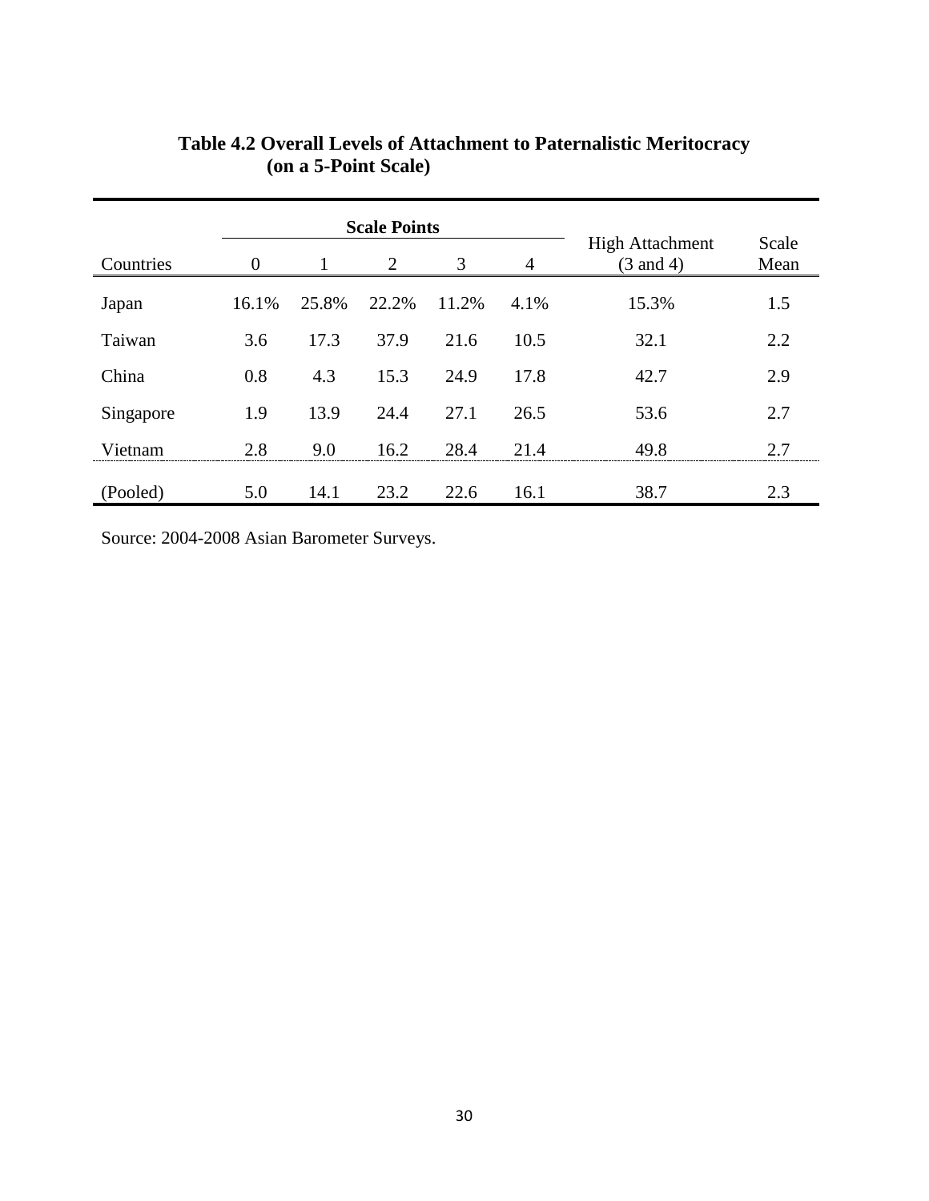**Table 4.2 Overall Levels of Attachment to Paternalistic Meritocracy (on a 5-Point Scale)**

| | Scale Points | | | | | | |
|---|---|---|---|---|---|---|---|
| Countries | 0 | 1 | 2 | 3 | 4 | High Attachment (3 and 4) | Scale Mean |
| Japan | 16.1% | 25.8% | 22.2% | 11.2% | 4.1% | 15.3% | 1.5 |
| Taiwan | 3.6 | 17.3 | 37.9 | 21.6 | 10.5 | 32.1 | 2.2 |
| China | 0.8 | 4.3 | 15.3 | 24.9 | 17.8 | 42.7 | 2.9 |
| Singapore | 1.9 | 13.9 | 24.4 | 27.1 | 26.5 | 53.6 | 2.7 |
| Vietnam | 2.8 | 9.0 | 16.2 | 28.4 | 21.4 | 49.8 | 2.7 |
| (Pooled) | 5.0 | 14.1 | 23.2 | 22.6 | 16.1 | 38.7 | 2.3 |

Source: 2004-2008 Asian Barometer Surveys.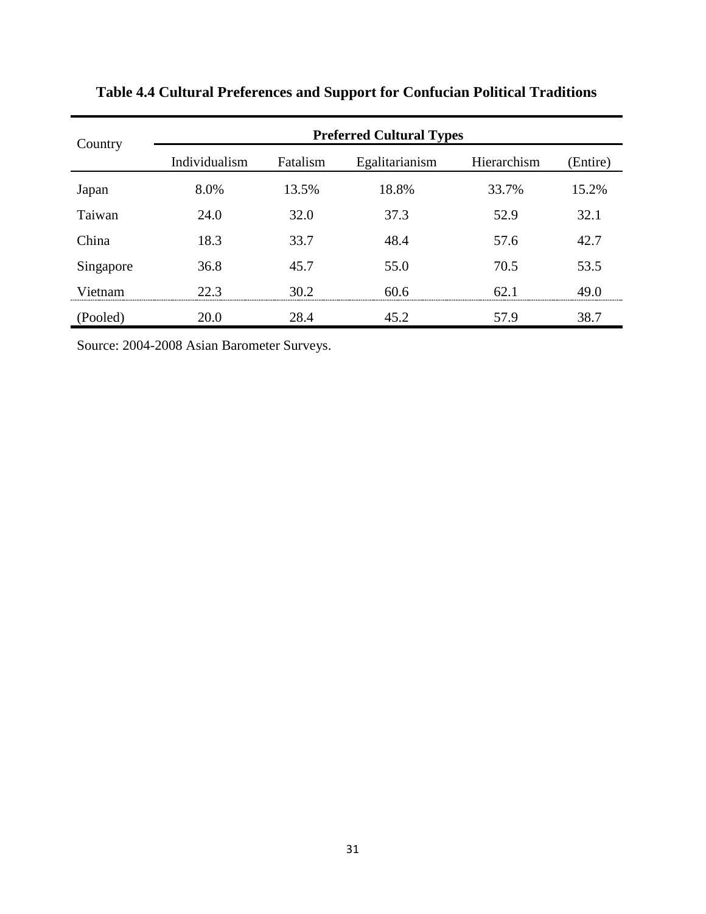**Table 4.4 Cultural Preferences and Support for Confucian Political Traditions**

| Country | Preferred Cultural Types | | | | |
|---|---|---|---|---|---|
| | Individualism | Fatalism | Egalitarianism | Hierarchism | (Entire) |
| Japan | 8.0% | 13.5% | 18.8% | 33.7% | 15.2% |
| Taiwan | 24.0 | 32.0 | 37.3 | 52.9 | 32.1 |
| China | 18.3 | 33.7 | 48.4 | 57.6 | 42.7 |
| Singapore | 36.8 | 45.7 | 55.0 | 70.5 | 53.5 |
| Vietnam | 22.3 | 30.2 | 60.6 | 62.1 | 49.0 |
| (Pooled) | 20.0 | 28.4 | 45.2 | 57.9 | 38.7 |

Source: 2004-2008 Asian Barometer Surveys.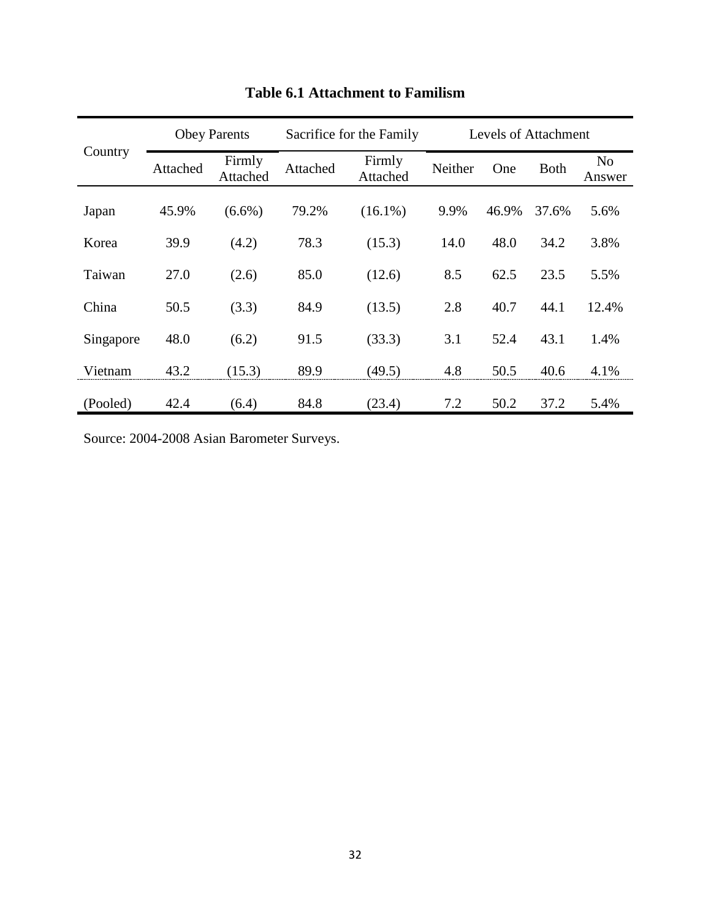**Table 6.1 Attachment to Familism**

| Country | Obey Parents | | Sacrifice for the Family | | Levels of Attachment | | | |
|---|---|---|---|---|---|---|---|---|
| | Attached | Firmly Attached | Attached | Firmly Attached | Neither | One | Both | No Answer |
| Japan | 45.9% | (6.6%) | 79.2% | (16.1%) | 9.9% | 46.9% | 37.6% | 5.6% |
| Korea | 39.9 | (4.2) | 78.3 | (15.3) | 14.0 | 48.0 | 34.2 | 3.8% |
| Taiwan | 27.0 | (2.6) | 85.0 | (12.6) | 8.5 | 62.5 | 23.5 | 5.5% |
| China | 50.5 | (3.3) | 84.9 | (13.5) | 2.8 | 40.7 | 44.1 | 12.4% |
| Singapore | 48.0 | (6.2) | 91.5 | (33.3) | 3.1 | 52.4 | 43.1 | 1.4% |
| Vietnam | 43.2 | (15.3) | 89.9 | (49.5) | 4.8 | 50.5 | 40.6 | 4.1% |
| (Pooled) | 42.4 | (6.4) | 84.8 | (23.4) | 7.2 | 50.2 | 37.2 | 5.4% |

Source: 2004-2008 Asian Barometer Surveys.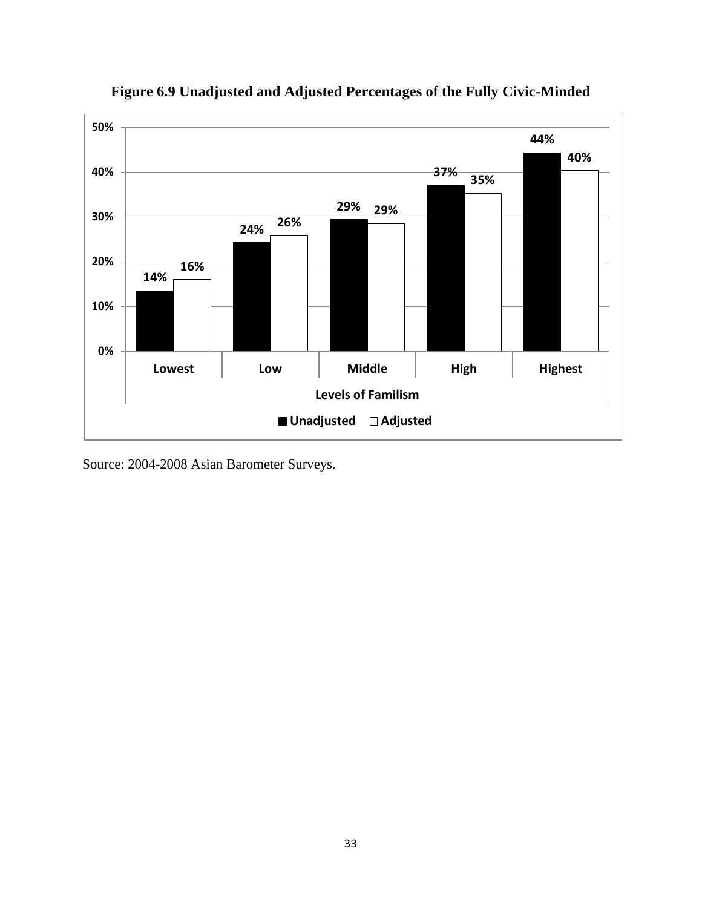**Figure 6.9 Unadjusted and Adjusted Percentages of the Fully Civic-Minded**

| Levels of Familism | Unadjusted | Adjusted |
|---|---|---|
| Lowest | 14% | 16% |
| Low | 24% | 26% |
| Middle | 29% | 29% |
| High | 37% | 35% |
| Highest | 44% | 40% |

Source: 2004-2008 Asian Barometer Surveys.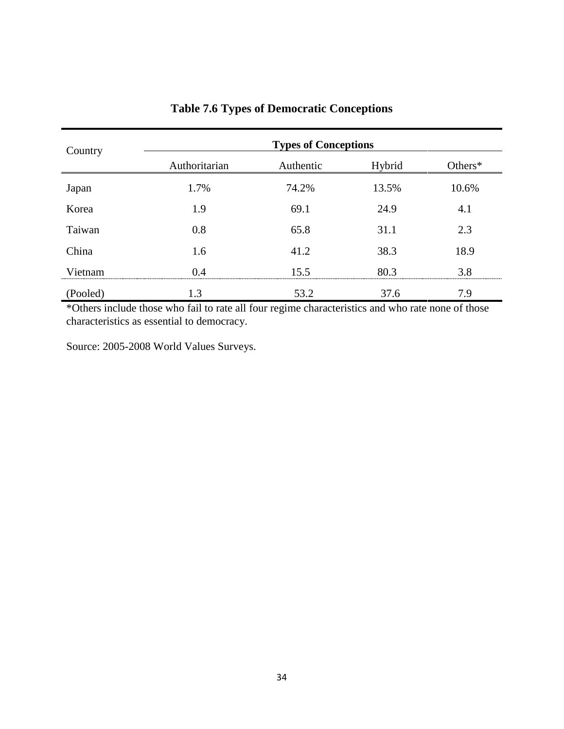**Table 7.6 Types of Democratic Conceptions**

| Country | Types of Conceptions | | | |
|---|---|---|---|---|
| | Authoritarian | Authentic | Hybrid | Others* |
| Japan | 1.7% | 74.2% | 13.5% | 10.6% |
| Korea | 1.9 | 69.1 | 24.9 | 4.1 |
| Taiwan | 0.8 | 65.8 | 31.1 | 2.3 |
| China | 1.6 | 41.2 | 38.3 | 18.9 |
| Vietnam | 0.4 | 15.5 | 80.3 | 3.8 |
| (Pooled) | 1.3 | 53.2 | 37.6 | 7.9 |

*Others include those who fail to rate all four regime characteristics and who rate none of those characteristics as essential to democracy.

Source: 2005-2008 World Values Surveys.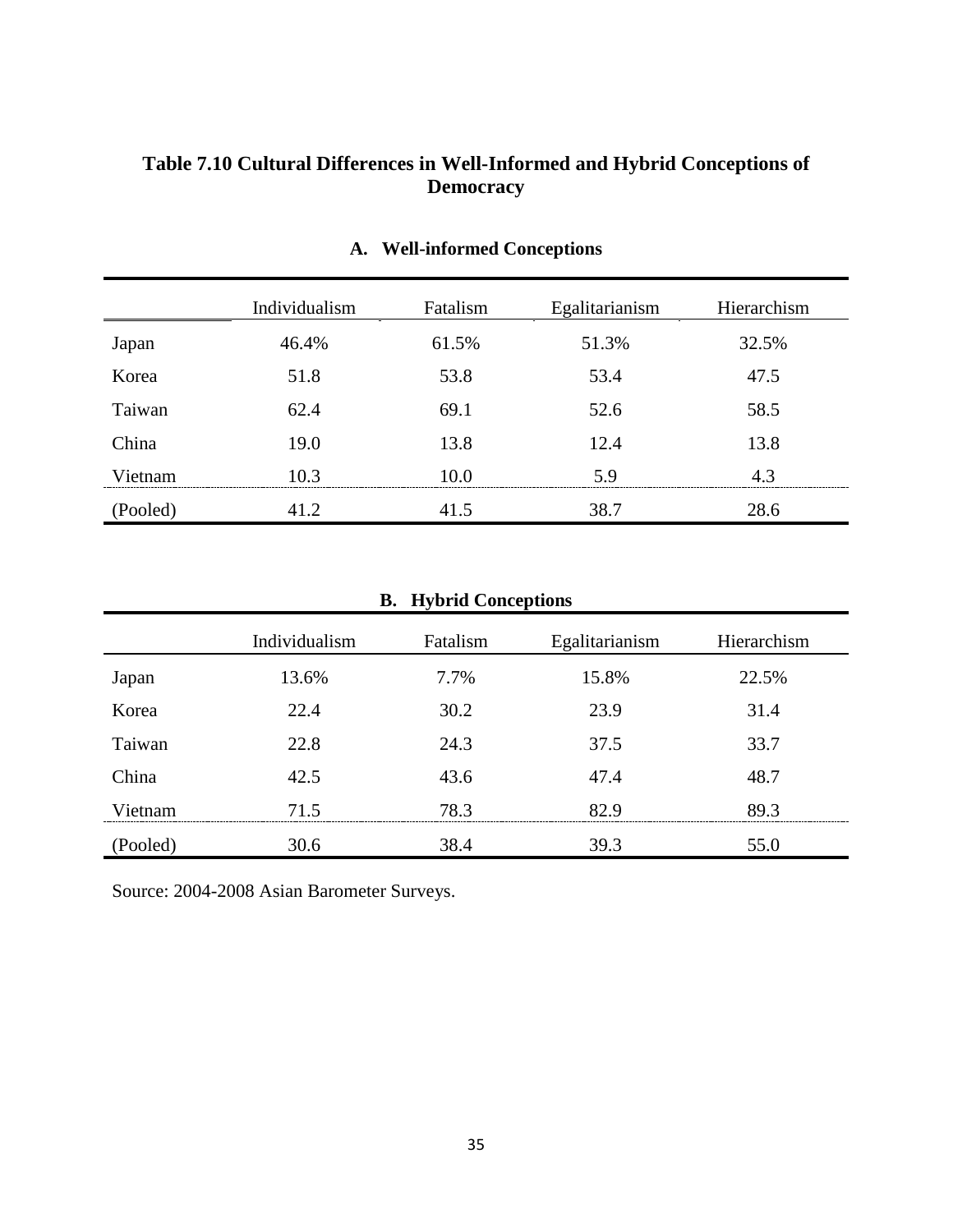**Table 7.10 Cultural Differences in Well-Informed and Hybrid Conceptions of Democracy**

**A. Well-informed Conceptions**

| | Individualism | Fatalism | Egalitarianism | Hierarchism |
|---|---|---|---|---|
| Japan | 46.4% | 61.5% | 51.3% | 32.5% |
| Korea | 51.8 | 53.8 | 53.4 | 47.5 |
| Taiwan | 62.4 | 69.1 | 52.6 | 58.5 |
| China | 19.0 | 13.8 | 12.4 | 13.8 |
| Vietnam | 10.3 | 10.0 | 5.9 | 4.3 |
| (Pooled) | 41.2 | 41.5 | 38.7 | 28.6 |

**B. Hybrid Conceptions**

| | Individualism | Fatalism | Egalitarianism | Hierarchism |
|---|---|---|---|---|
| Japan | 13.6% | 7.7% | 15.8% | 22.5% |
| Korea | 22.4 | 30.2 | 23.9 | 31.4 |
| Taiwan | 22.8 | 24.3 | 37.5 | 33.7 |
| China | 42.5 | 43.6 | 47.4 | 48.7 |
| Vietnam | 71.5 | 78.3 | 82.9 | 89.3 |
| (Pooled) | 30.6 | 38.4 | 39.3 | 55.0 |

Source: 2004-2008 Asian Barometer Surveys.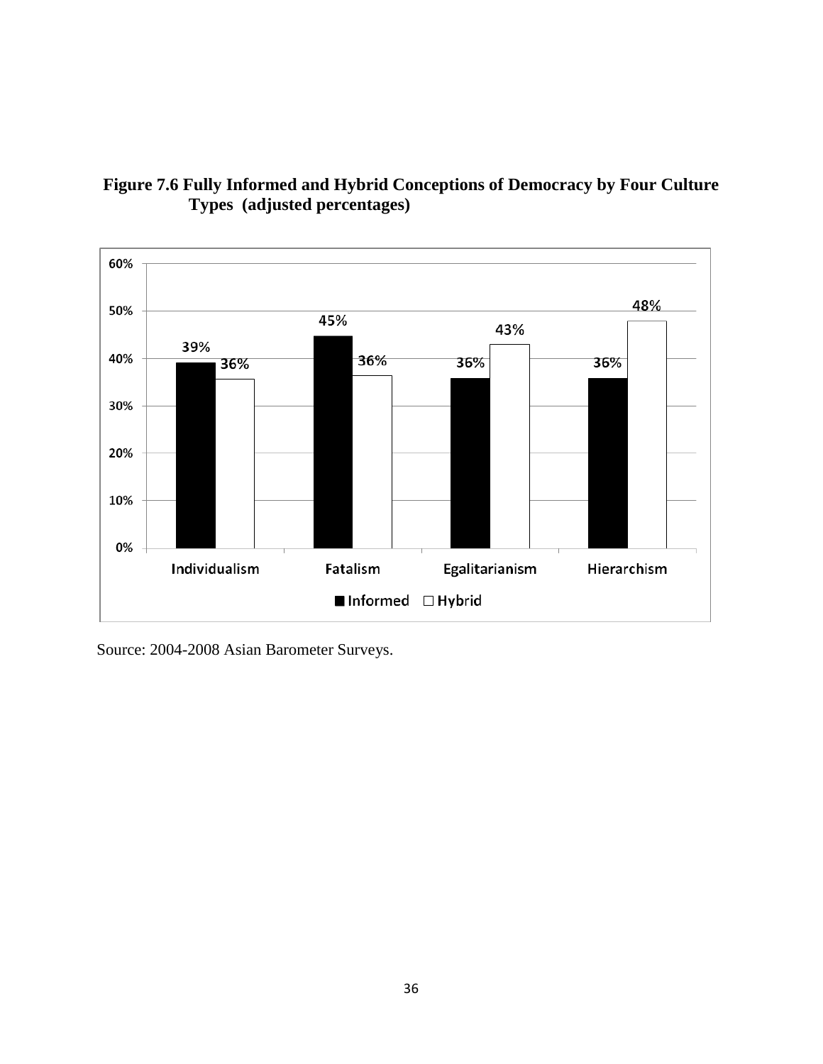**Figure 7.6 Fully Informed and Hybrid Conceptions of Democracy by Four Culture Types (adjusted percentages)**

| | Informed | Hybrid |
|---|---|---|
| Individualism | 39% | 36% |
| Fatalism | 45% | 36% |
| Egalitarianism | 36% | 43% |
| Hierarchism | 36% | 48% |

Source: 2004-2008 Asian Barometer Surveys.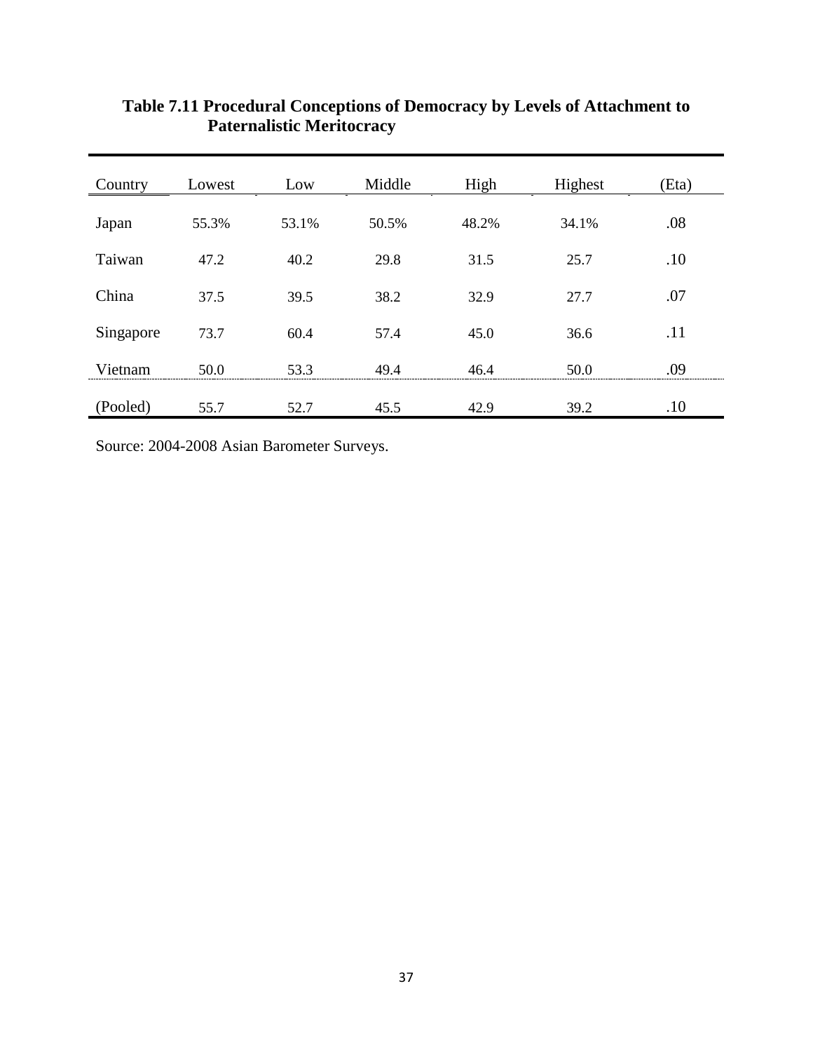**Table 7.11 Procedural Conceptions of Democracy by Levels of Attachment to Paternalistic Meritocracy**

| Country | Lowest | Low | Middle | High | Highest | (Eta) |
|---|---|---|---|---|---|---|
| Japan | 55.3% | 53.1% | 50.5% | 48.2% | 34.1% | .08 |
| Taiwan | 47.2 | 40.2 | 29.8 | 31.5 | 25.7 | .10 |
| China | 37.5 | 39.5 | 38.2 | 32.9 | 27.7 | .07 |
| Singapore | 73.7 | 60.4 | 57.4 | 45.0 | 36.6 | .11 |
| Vietnam | 50.0 | 53.3 | 49.4 | 46.4 | 50.0 | .09 |
| (Pooled) | 55.7 | 52.7 | 45.5 | 42.9 | 39.2 | .10 |

Source: 2004-2008 Asian Barometer Surveys.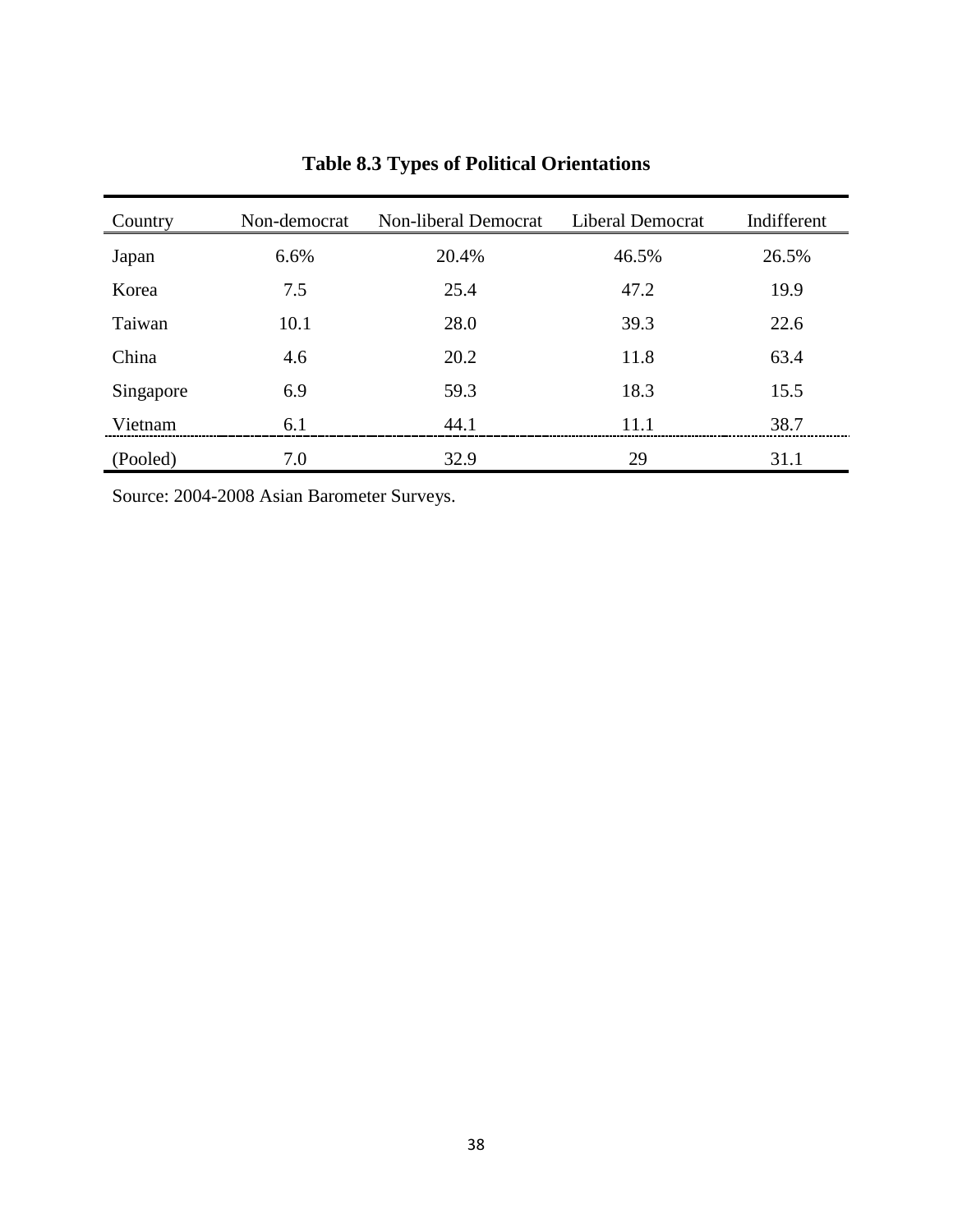**Table 8.3 Types of Political Orientations**

| Country | Non-democrat | Non-liberal Democrat | Liberal Democrat | Indifferent |
|---|---|---|---|---|
| Japan | 6.6% | 20.4% | 46.5% | 26.5% |
| Korea | 7.5 | 25.4 | 47.2 | 19.9 |
| Taiwan | 10.1 | 28.0 | 39.3 | 22.6 |
| China | 4.6 | 20.2 | 11.8 | 63.4 |
| Singapore | 6.9 | 59.3 | 18.3 | 15.5 |
| Vietnam | 6.1 | 44.1 | 11.1 | 38.7 |
| (Pooled) | 7.0 | 32.9 | 29 | 31.1 |

Source: 2004-2008 Asian Barometer Surveys.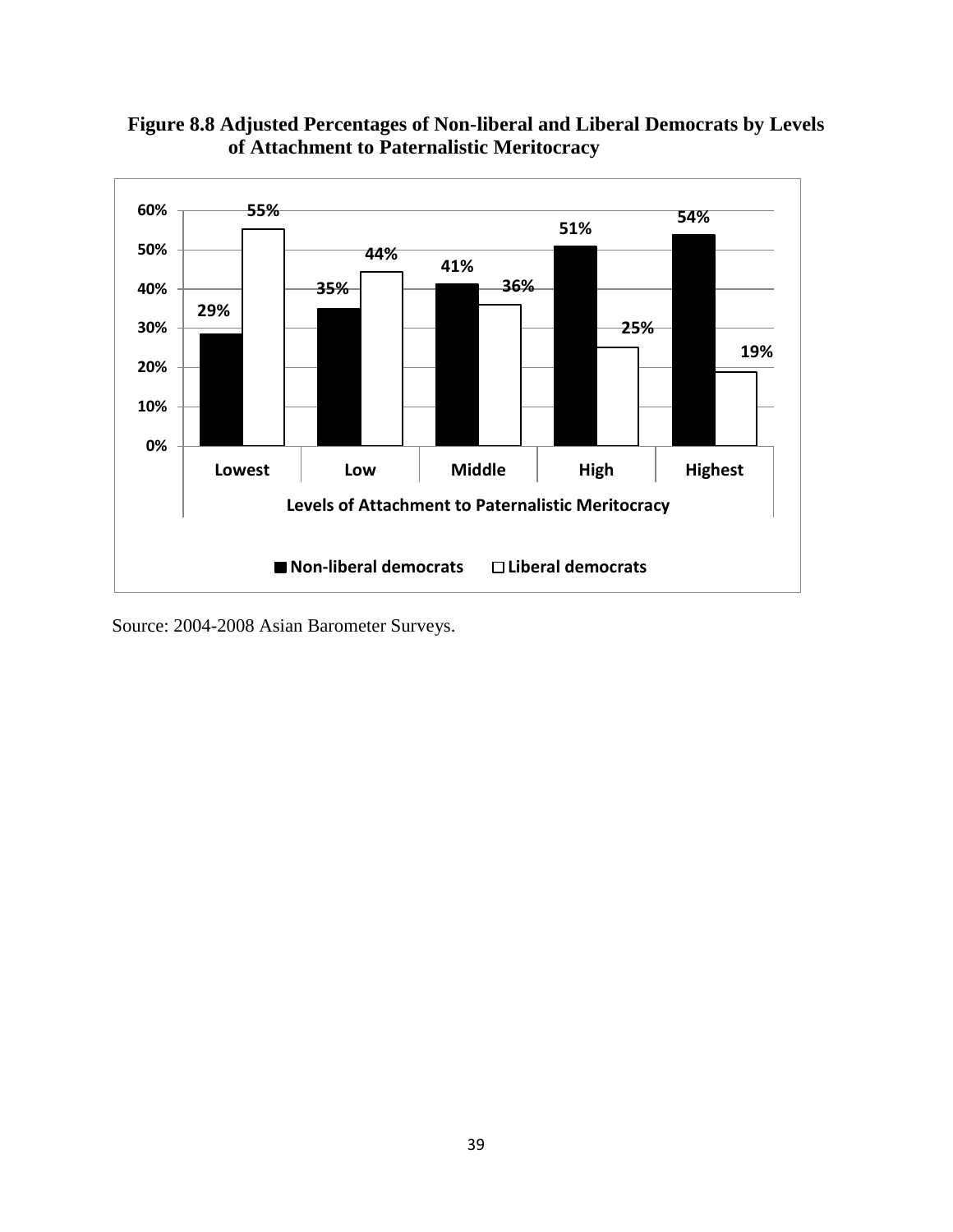**Figure 8.8 Adjusted Percentages of Non-liberal and Liberal Democrats by Levels of Attachment to Paternalistic Meritocracy**

| Levels of Attachment to Paternalistic Meritocracy | Non-liberal democrats | Liberal democrats |
|---|---|---|
| Lowest | 29% | 55% |
| Low | 35% | 44% |
| Middle | 41% | 36% |
| High | 51% | 25% |
| Highest | 54% | 19% |

Source: 2004-2008 Asian Barometer Surveys.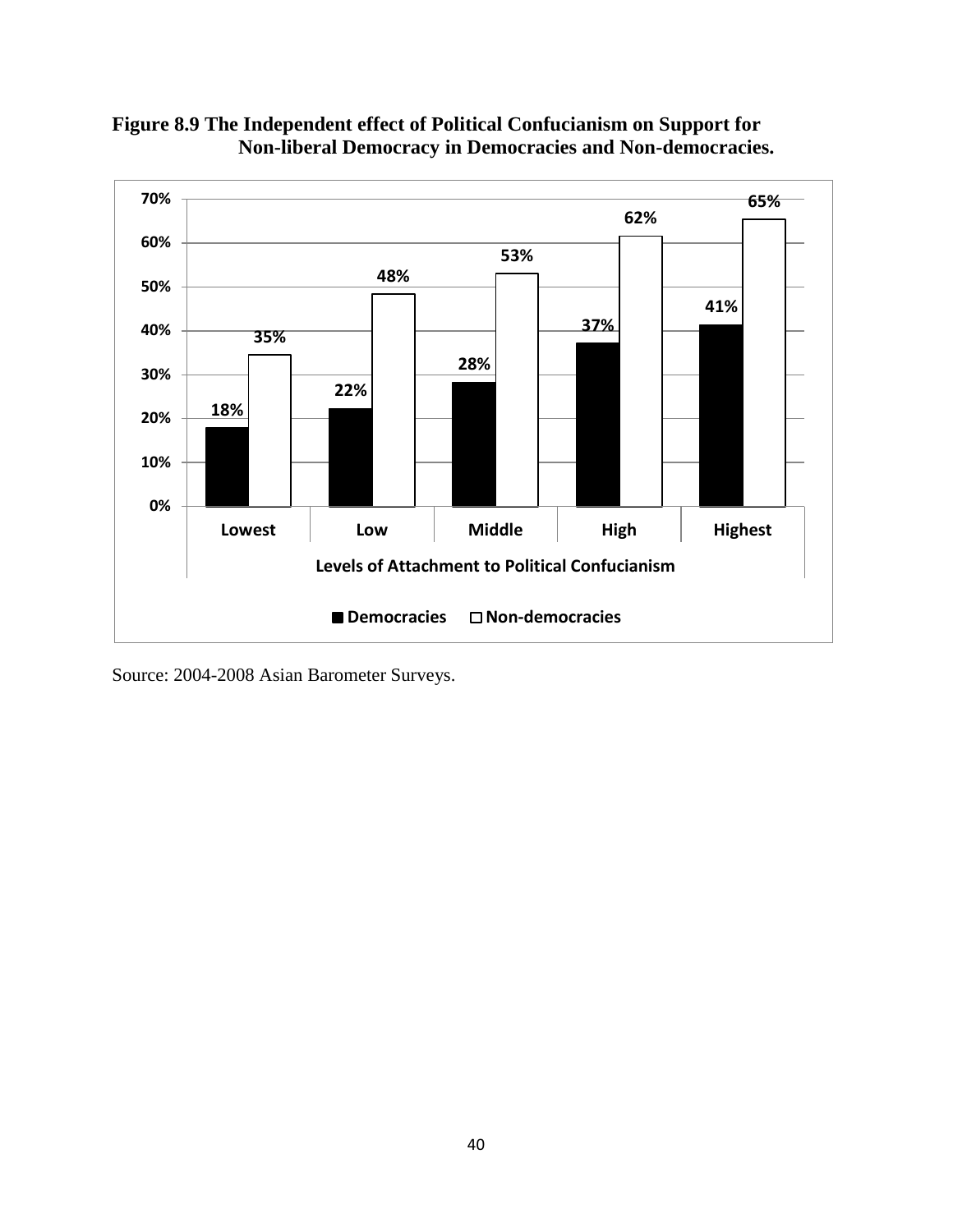**Figure 8.9 The Independent effect of Political Confucianism on Support for Non-liberal Democracy in Democracies and Non-democracies.**

| Levels of Attachment to Political Confucianism | Democracies | Non-democracies |
|---|---|---|
| Lowest | 18% | 35% |
| Low | 22% | 48% |
| Middle | 28% | 53% |
| High | 37% | 62% |
| Highest | 41% | 65% |

Source: 2004-2008 Asian Barometer Surveys.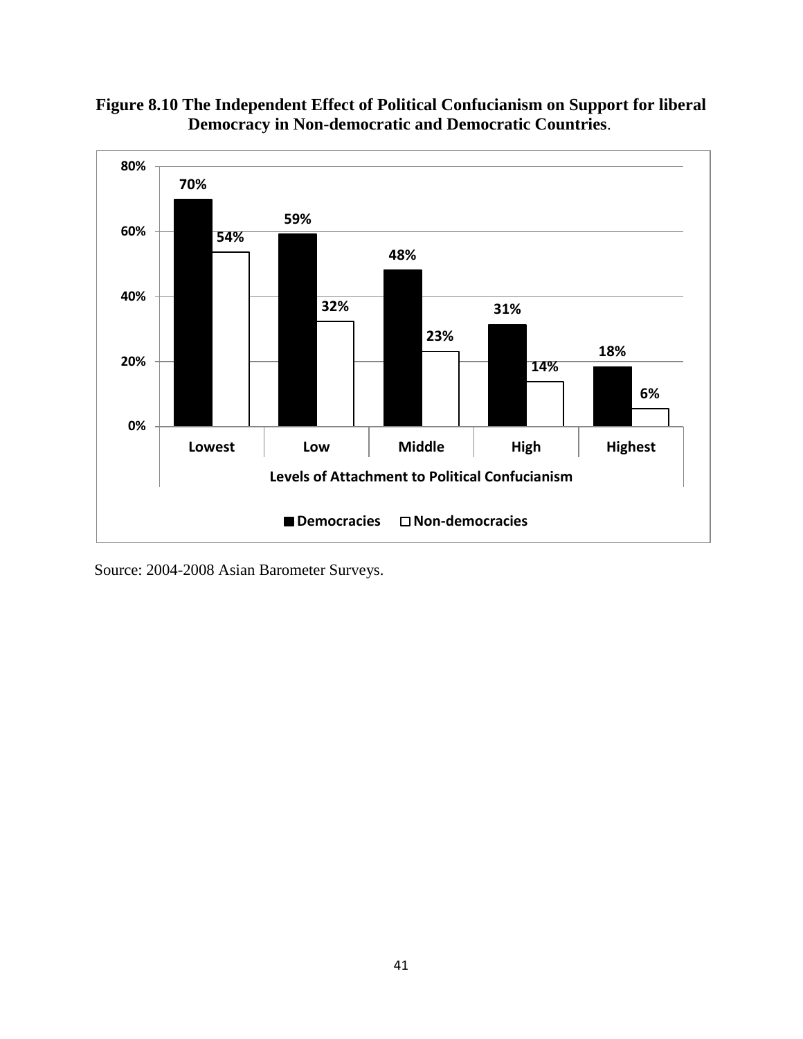**Figure 8.10 The Independent Effect of Political Confucianism on Support for liberal Democracy in Non-democratic and Democratic Countries**.

| Levels of Attachment to Political Confucianism | Democracies | Non-democracies |
|---|---|---|
| Lowest | 70% | 54% |
| Low | 59% | 32% |
| Middle | 48% | 23% |
| High | 31% | 14% |
| Highest | 18% | 6% |

Source: 2004-2008 Asian Barometer Surveys.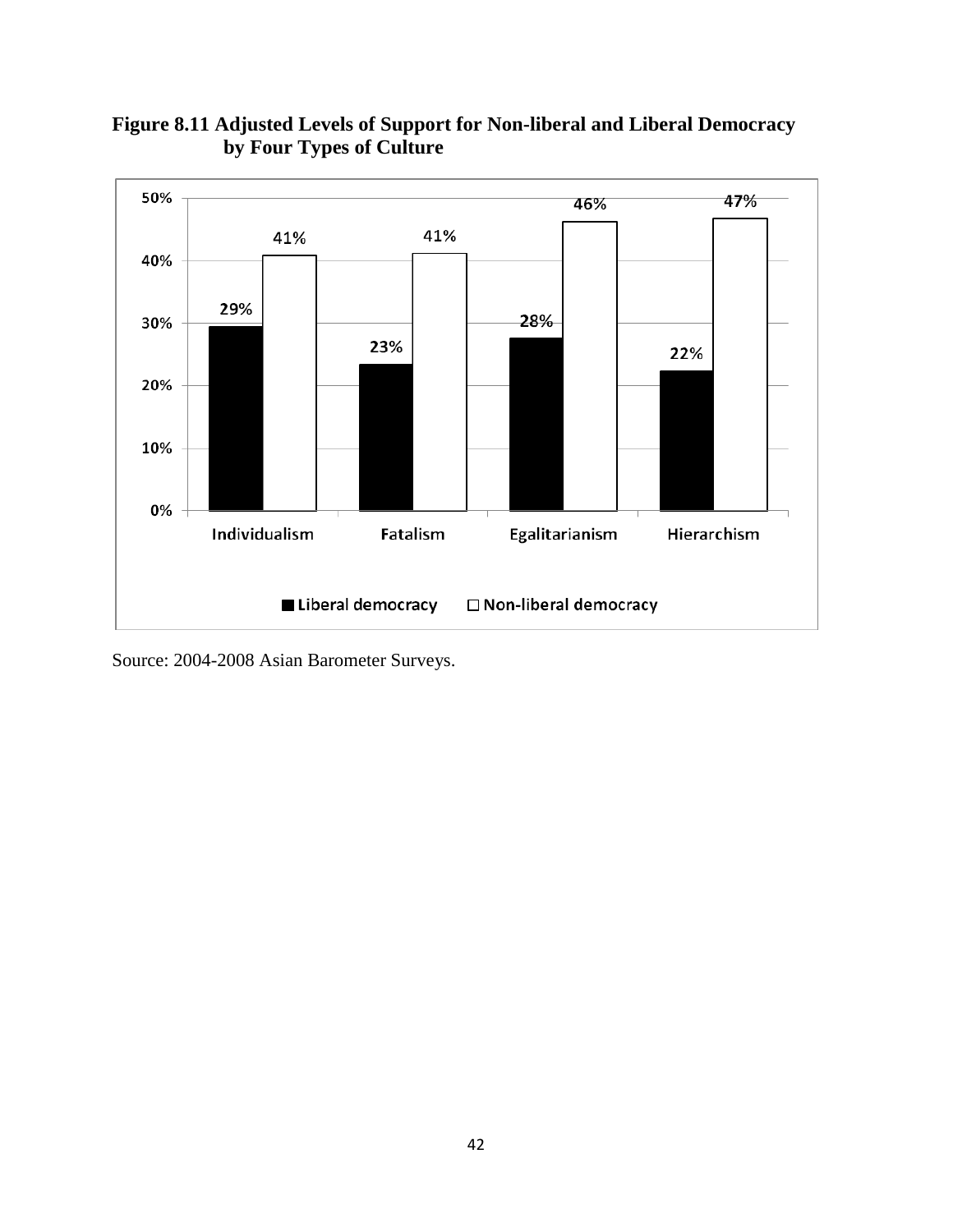**Figure 8.11 Adjusted Levels of Support for Non-liberal and Liberal Democracy by Four Types of Culture**

50%
40%
30%
20%
10%
0%

Individualism: 29%, 41%
Fatalism: 23%, 41%
Egalitarianism: 28%, 46%
Hierarchism: 22%, 47%

■ Liberal democracy □ Non-liberal democracy

Source: 2004-2008 Asian Barometer Surveys.